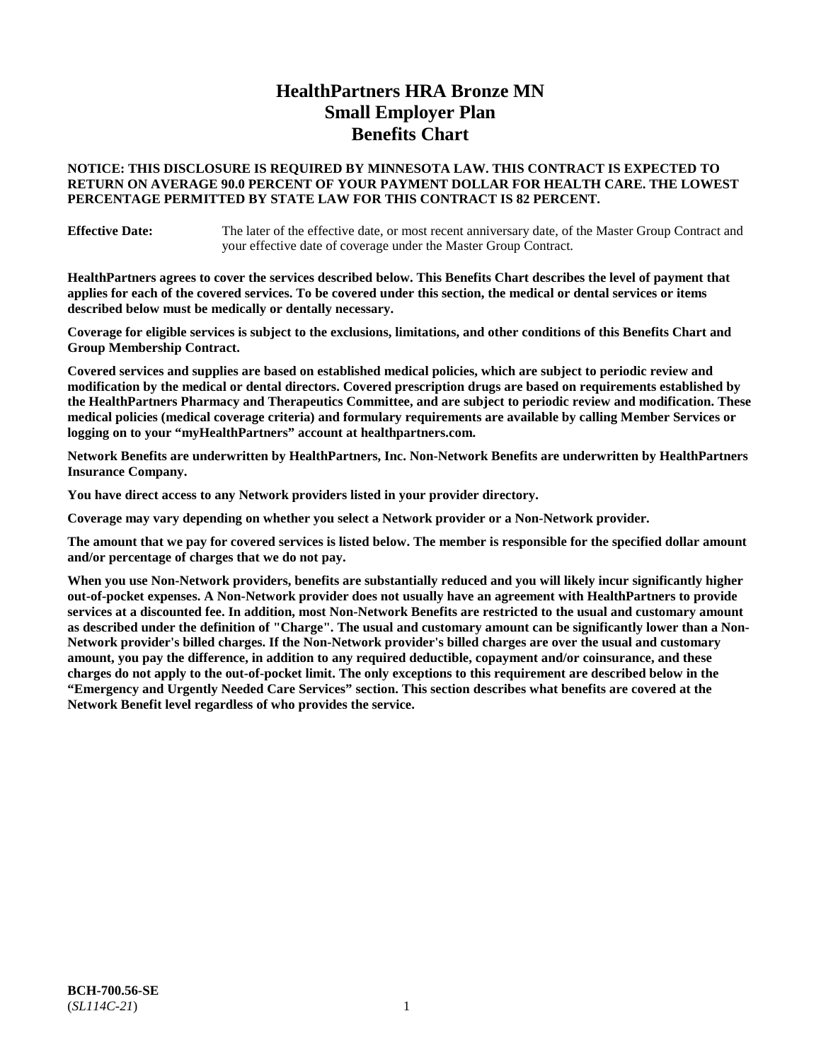# HealthPartners HRA Bronze MN
# Small Employer Plan
# Benefits Chart

**NOTICE: THIS DISCLOSURE IS REQUIRED BY MINNESOTA LAW. THIS CONTRACT IS EXPECTED TO RETURN ON AVERAGE 90.0 PERCENT OF YOUR PAYMENT DOLLAR FOR HEALTH CARE. THE LOWEST PERCENTAGE PERMITTED BY STATE LAW FOR THIS CONTRACT IS 82 PERCENT.**

**Effective Date:** The later of the effective date, or most recent anniversary date, of the Master Group Contract and your effective date of coverage under the Master Group Contract.

**HealthPartners agrees to cover the services described below. This Benefits Chart describes the level of payment that applies for each of the covered services. To be covered under this section, the medical or dental services or items described below must be medically or dentally necessary.**

**Coverage for eligible services is subject to the exclusions, limitations, and other conditions of this Benefits Chart and Group Membership Contract.**

**Covered services and supplies are based on established medical policies, which are subject to periodic review and modification by the medical or dental directors. Covered prescription drugs are based on requirements established by the HealthPartners Pharmacy and Therapeutics Committee, and are subject to periodic review and modification. These medical policies (medical coverage criteria) and formulary requirements are available by calling Member Services or logging on to your "myHealthPartners" account at healthpartners.com.**

**Network Benefits are underwritten by HealthPartners, Inc. Non-Network Benefits are underwritten by HealthPartners Insurance Company.**

**You have direct access to any Network providers listed in your provider directory.**

**Coverage may vary depending on whether you select a Network provider or a Non-Network provider.**

**The amount that we pay for covered services is listed below. The member is responsible for the specified dollar amount and/or percentage of charges that we do not pay.**

**When you use Non-Network providers, benefits are substantially reduced and you will likely incur significantly higher out-of-pocket expenses. A Non-Network provider does not usually have an agreement with HealthPartners to provide services at a discounted fee. In addition, most Non-Network Benefits are restricted to the usual and customary amount as described under the definition of "Charge". The usual and customary amount can be significantly lower than a Non-Network provider's billed charges. If the Non-Network provider's billed charges are over the usual and customary amount, you pay the difference, in addition to any required deductible, copayment and/or coinsurance, and these charges do not apply to the out-of-pocket limit. The only exceptions to this requirement are described below in the "Emergency and Urgently Needed Care Services" section. This section describes what benefits are covered at the Network Benefit level regardless of who provides the service.**

**BCH-700.56-SE**
(*SL114C-21*)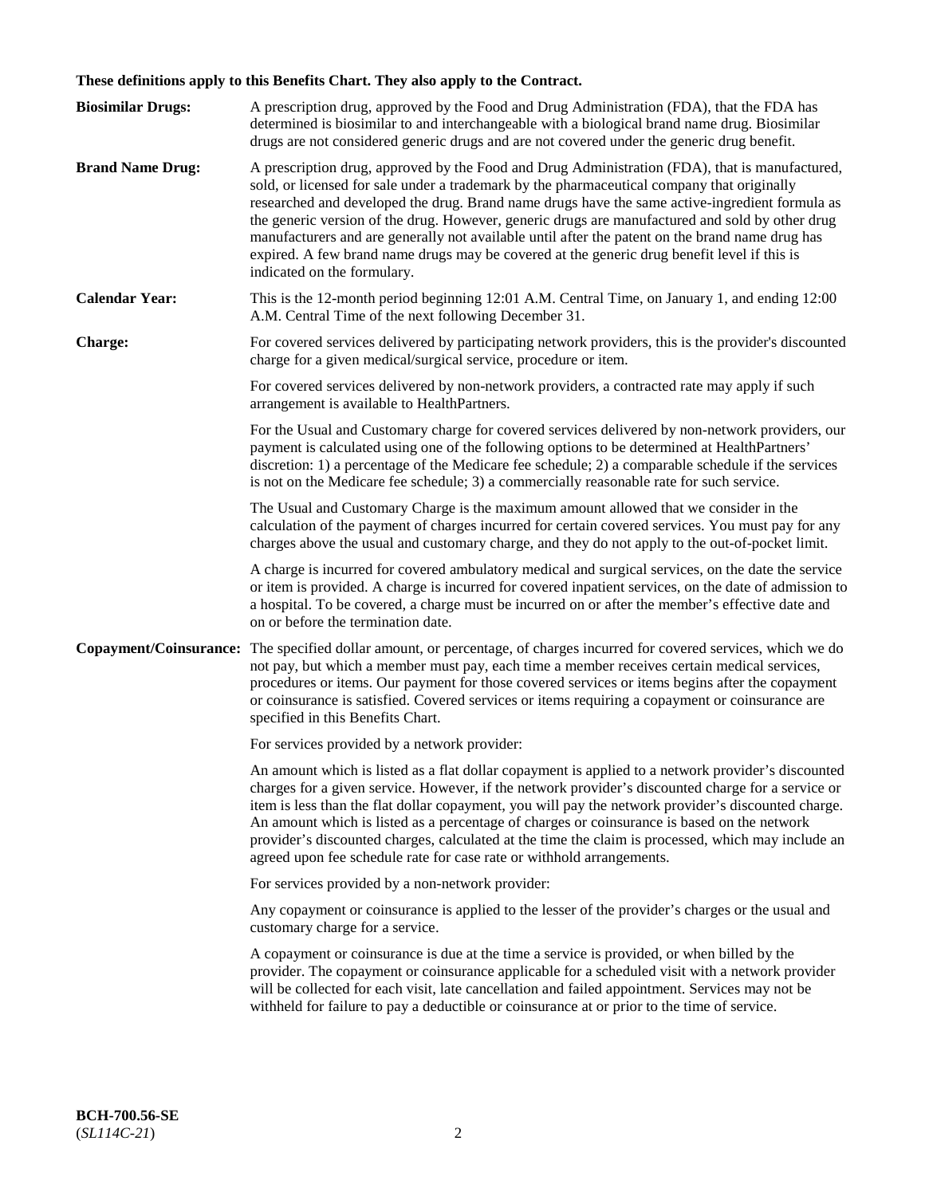**These definitions apply to this Benefits Chart. They also apply to the Contract.**

**Biosimilar Drugs:** A prescription drug, approved by the Food and Drug Administration (FDA), that the FDA has determined is biosimilar to and interchangeable with a biological brand name drug. Biosimilar drugs are not considered generic drugs and are not covered under the generic drug benefit.

**Brand Name Drug:** A prescription drug, approved by the Food and Drug Administration (FDA), that is manufactured, sold, or licensed for sale under a trademark by the pharmaceutical company that originally researched and developed the drug. Brand name drugs have the same active-ingredient formula as the generic version of the drug. However, generic drugs are manufactured and sold by other drug manufacturers and are generally not available until after the patent on the brand name drug has expired. A few brand name drugs may be covered at the generic drug benefit level if this is indicated on the formulary.

**Calendar Year:** This is the 12-month period beginning 12:01 A.M. Central Time, on January 1, and ending 12:00 A.M. Central Time of the next following December 31.

**Charge:** For covered services delivered by participating network providers, this is the provider's discounted charge for a given medical/surgical service, procedure or item.

For covered services delivered by non-network providers, a contracted rate may apply if such arrangement is available to HealthPartners.

For the Usual and Customary charge for covered services delivered by non-network providers, our payment is calculated using one of the following options to be determined at HealthPartners' discretion: 1) a percentage of the Medicare fee schedule; 2) a comparable schedule if the services is not on the Medicare fee schedule; 3) a commercially reasonable rate for such service.

The Usual and Customary Charge is the maximum amount allowed that we consider in the calculation of the payment of charges incurred for certain covered services. You must pay for any charges above the usual and customary charge, and they do not apply to the out-of-pocket limit.

A charge is incurred for covered ambulatory medical and surgical services, on the date the service or item is provided. A charge is incurred for covered inpatient services, on the date of admission to a hospital. To be covered, a charge must be incurred on or after the member's effective date and on or before the termination date.

**Copayment/Coinsurance:** The specified dollar amount, or percentage, of charges incurred for covered services, which we do not pay, but which a member must pay, each time a member receives certain medical services, procedures or items. Our payment for those covered services or items begins after the copayment or coinsurance is satisfied. Covered services or items requiring a copayment or coinsurance are specified in this Benefits Chart.

For services provided by a network provider:

An amount which is listed as a flat dollar copayment is applied to a network provider's discounted charges for a given service. However, if the network provider's discounted charge for a service or item is less than the flat dollar copayment, you will pay the network provider's discounted charge. An amount which is listed as a percentage of charges or coinsurance is based on the network provider's discounted charges, calculated at the time the claim is processed, which may include an agreed upon fee schedule rate for case rate or withhold arrangements.

For services provided by a non-network provider:

Any copayment or coinsurance is applied to the lesser of the provider's charges or the usual and customary charge for a service.

A copayment or coinsurance is due at the time a service is provided, or when billed by the provider. The copayment or coinsurance applicable for a scheduled visit with a network provider will be collected for each visit, late cancellation and failed appointment. Services may not be withheld for failure to pay a deductible or coinsurance at or prior to the time of service.

**BCH-700.56-SE**
(*SL114C-21*)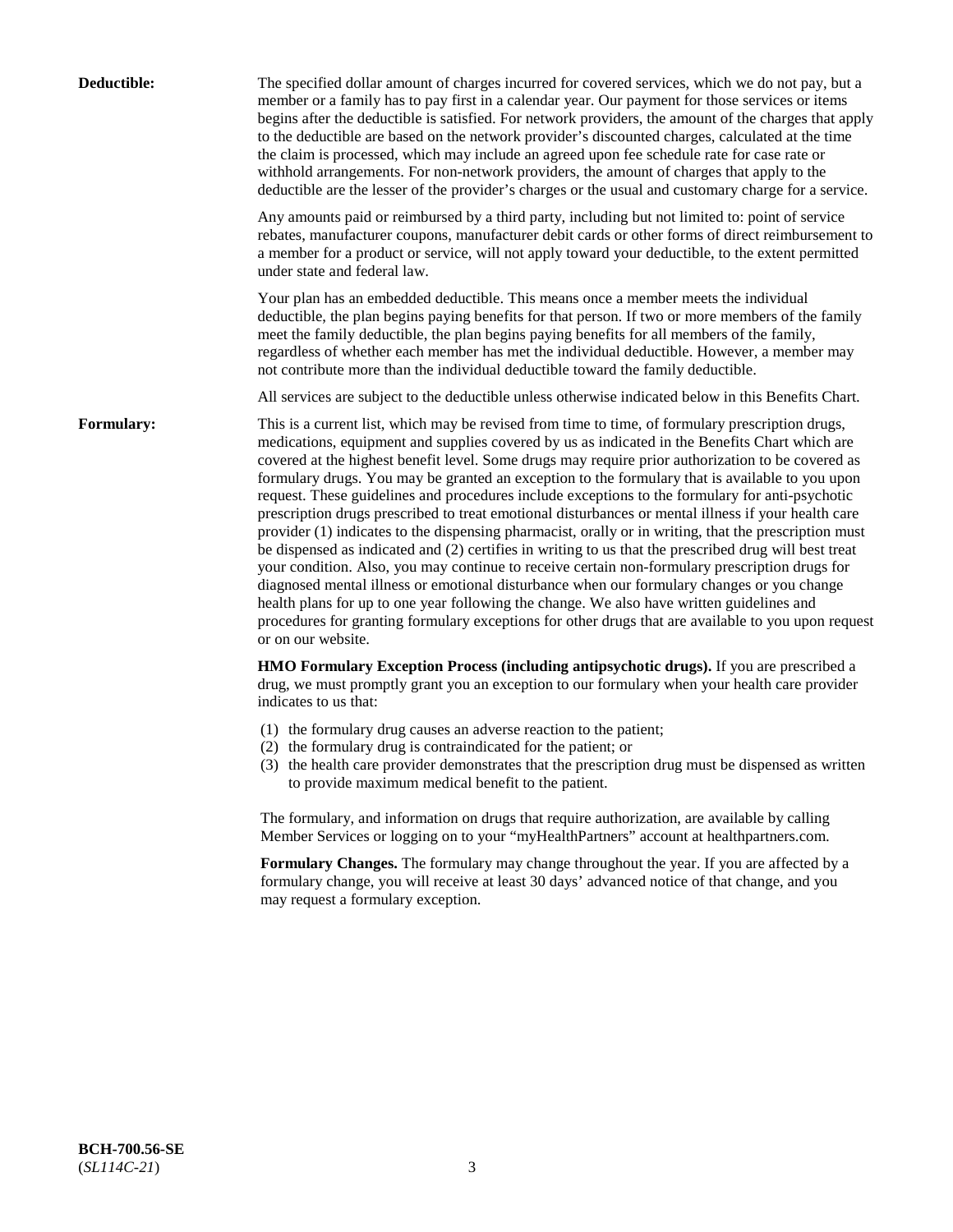**Deductible:** The specified dollar amount of charges incurred for covered services, which we do not pay, but a member or a family has to pay first in a calendar year. Our payment for those services or items begins after the deductible is satisfied. For network providers, the amount of the charges that apply to the deductible are based on the network provider's discounted charges, calculated at the time the claim is processed, which may include an agreed upon fee schedule rate for case rate or withhold arrangements. For non-network providers, the amount of charges that apply to the deductible are the lesser of the provider's charges or the usual and customary charge for a service.

Any amounts paid or reimbursed by a third party, including but not limited to: point of service rebates, manufacturer coupons, manufacturer debit cards or other forms of direct reimbursement to a member for a product or service, will not apply toward your deductible, to the extent permitted under state and federal law.

Your plan has an embedded deductible. This means once a member meets the individual deductible, the plan begins paying benefits for that person. If two or more members of the family meet the family deductible, the plan begins paying benefits for all members of the family, regardless of whether each member has met the individual deductible. However, a member may not contribute more than the individual deductible toward the family deductible.

All services are subject to the deductible unless otherwise indicated below in this Benefits Chart.

**Formulary:** This is a current list, which may be revised from time to time, of formulary prescription drugs, medications, equipment and supplies covered by us as indicated in the Benefits Chart which are covered at the highest benefit level. Some drugs may require prior authorization to be covered as formulary drugs. You may be granted an exception to the formulary that is available to you upon request. These guidelines and procedures include exceptions to the formulary for anti-psychotic prescription drugs prescribed to treat emotional disturbances or mental illness if your health care provider (1) indicates to the dispensing pharmacist, orally or in writing, that the prescription must be dispensed as indicated and (2) certifies in writing to us that the prescribed drug will best treat your condition. Also, you may continue to receive certain non-formulary prescription drugs for diagnosed mental illness or emotional disturbance when our formulary changes or you change health plans for up to one year following the change. We also have written guidelines and procedures for granting formulary exceptions for other drugs that are available to you upon request or on our website.

**HMO Formulary Exception Process (including antipsychotic drugs).** If you are prescribed a drug, we must promptly grant you an exception to our formulary when your health care provider indicates to us that:

(1) the formulary drug causes an adverse reaction to the patient;
(2) the formulary drug is contraindicated for the patient; or
(3) the health care provider demonstrates that the prescription drug must be dispensed as written to provide maximum medical benefit to the patient.

The formulary, and information on drugs that require authorization, are available by calling Member Services or logging on to your "myHealthPartners" account at healthpartners.com.

**Formulary Changes.** The formulary may change throughout the year. If you are affected by a formulary change, you will receive at least 30 days' advanced notice of that change, and you may request a formulary exception.

**BCH-700.56-SE**
(*SL114C-21*)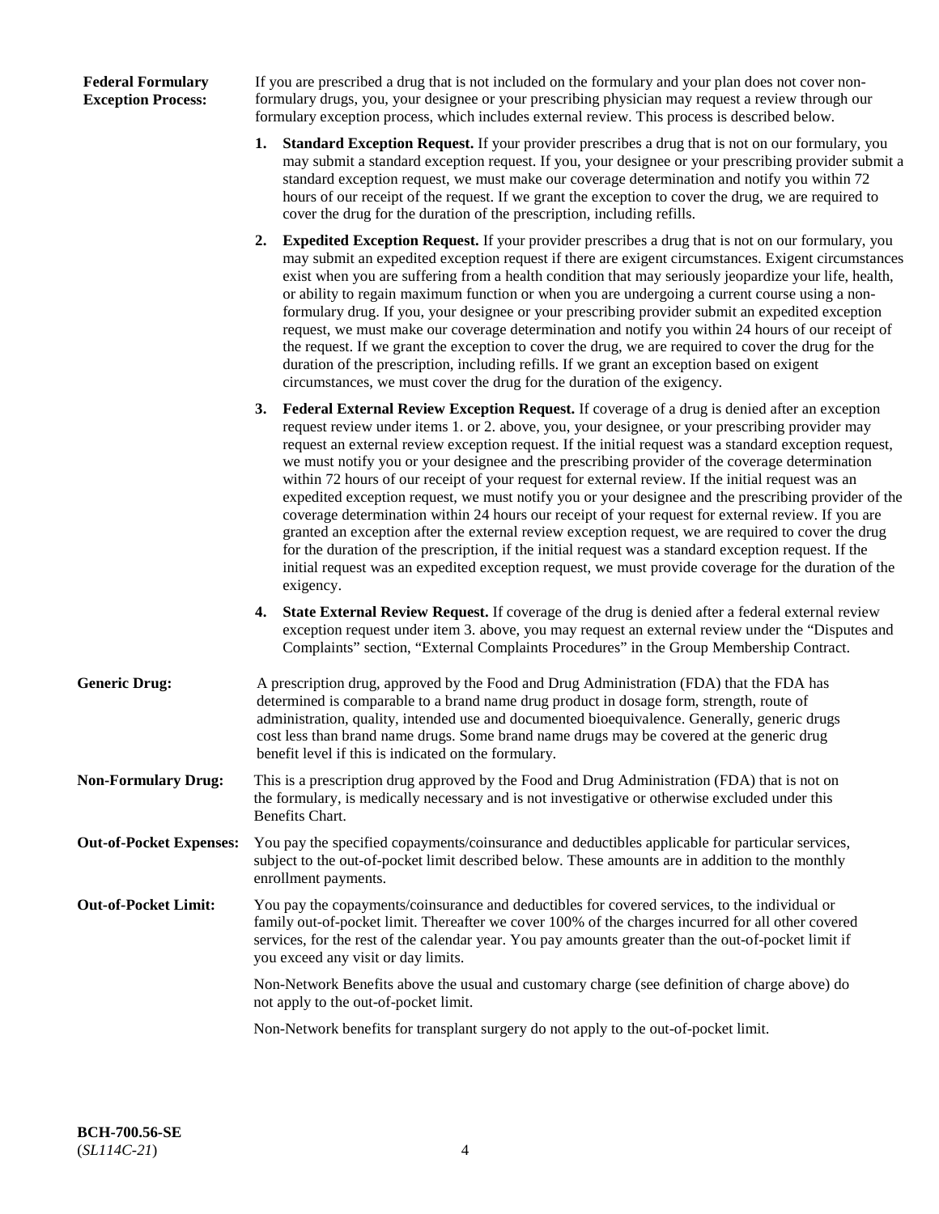**Federal Formulary Exception Process:** If you are prescribed a drug that is not included on the formulary and your plan does not cover non-formulary drugs, you, your designee or your prescribing physician may request a review through our formulary exception process, which includes external review. This process is described below.

1. **Standard Exception Request.** If your provider prescribes a drug that is not on our formulary, you may submit a standard exception request. If you, your designee or your prescribing provider submit a standard exception request, we must make our coverage determination and notify you within 72 hours of our receipt of the request. If we grant the exception to cover the drug, we are required to cover the drug for the duration of the prescription, including refills.

2. **Expedited Exception Request.** If your provider prescribes a drug that is not on our formulary, you may submit an expedited exception request if there are exigent circumstances. Exigent circumstances exist when you are suffering from a health condition that may seriously jeopardize your life, health, or ability to regain maximum function or when you are undergoing a current course using a non-formulary drug. If you, your designee or your prescribing provider submit an expedited exception request, we must make our coverage determination and notify you within 24 hours of our receipt of the request. If we grant the exception to cover the drug, we are required to cover the drug for the duration of the prescription, including refills. If we grant an exception based on exigent circumstances, we must cover the drug for the duration of the exigency.

3. **Federal External Review Exception Request.** If coverage of a drug is denied after an exception request review under items 1. or 2. above, you, your designee, or your prescribing provider may request an external review exception request. If the initial request was a standard exception request, we must notify you or your designee and the prescribing provider of the coverage determination within 72 hours of our receipt of your request for external review. If the initial request was an expedited exception request, we must notify you or your designee and the prescribing provider of the coverage determination within 24 hours our receipt of your request for external review. If you are granted an exception after the external review exception request, we are required to cover the drug for the duration of the prescription, if the initial request was a standard exception request. If the initial request was an expedited exception request, we must provide coverage for the duration of the exigency.

4. **State External Review Request.** If coverage of the drug is denied after a federal external review exception request under item 3. above, you may request an external review under the "Disputes and Complaints" section, "External Complaints Procedures" in the Group Membership Contract.

**Generic Drug:** A prescription drug, approved by the Food and Drug Administration (FDA) that the FDA has determined is comparable to a brand name drug product in dosage form, strength, route of administration, quality, intended use and documented bioequivalence. Generally, generic drugs cost less than brand name drugs. Some brand name drugs may be covered at the generic drug benefit level if this is indicated on the formulary.

**Non-Formulary Drug:** This is a prescription drug approved by the Food and Drug Administration (FDA) that is not on the formulary, is medically necessary and is not investigative or otherwise excluded under this Benefits Chart.

**Out-of-Pocket Expenses:** You pay the specified copayments/coinsurance and deductibles applicable for particular services, subject to the out-of-pocket limit described below. These amounts are in addition to the monthly enrollment payments.

**Out-of-Pocket Limit:** You pay the copayments/coinsurance and deductibles for covered services, to the individual or family out-of-pocket limit. Thereafter we cover 100% of the charges incurred for all other covered services, for the rest of the calendar year. You pay amounts greater than the out-of-pocket limit if you exceed any visit or day limits.

Non-Network Benefits above the usual and customary charge (see definition of charge above) do not apply to the out-of-pocket limit.

Non-Network benefits for transplant surgery do not apply to the out-of-pocket limit.

**BCH-700.56-SE**
(*SL114C-21*)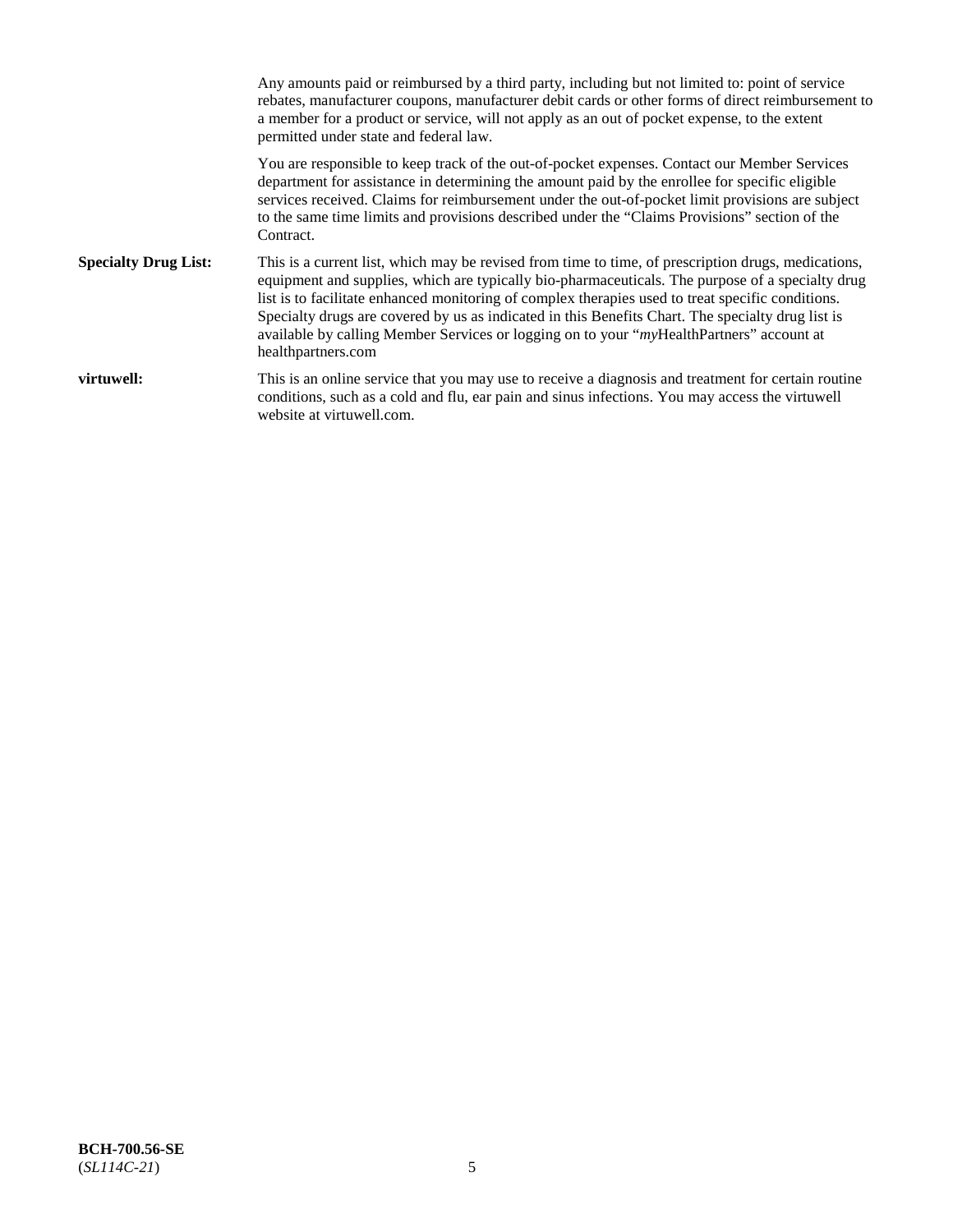Any amounts paid or reimbursed by a third party, including but not limited to: point of service rebates, manufacturer coupons, manufacturer debit cards or other forms of direct reimbursement to a member for a product or service, will not apply as an out of pocket expense, to the extent permitted under state and federal law.

You are responsible to keep track of the out-of-pocket expenses. Contact our Member Services department for assistance in determining the amount paid by the enrollee for specific eligible services received. Claims for reimbursement under the out-of-pocket limit provisions are subject to the same time limits and provisions described under the "Claims Provisions" section of the Contract.

**Specialty Drug List:** This is a current list, which may be revised from time to time, of prescription drugs, medications, equipment and supplies, which are typically bio-pharmaceuticals. The purpose of a specialty drug list is to facilitate enhanced monitoring of complex therapies used to treat specific conditions. Specialty drugs are covered by us as indicated in this Benefits Chart. The specialty drug list is available by calling Member Services or logging on to your "*my*HealthPartners" account at healthpartners.com

**virtuwell:** This is an online service that you may use to receive a diagnosis and treatment for certain routine conditions, such as a cold and flu, ear pain and sinus infections. You may access the virtuwell website at virtuwell.com.

**BCH-700.56-SE**
(*SL114C-21*)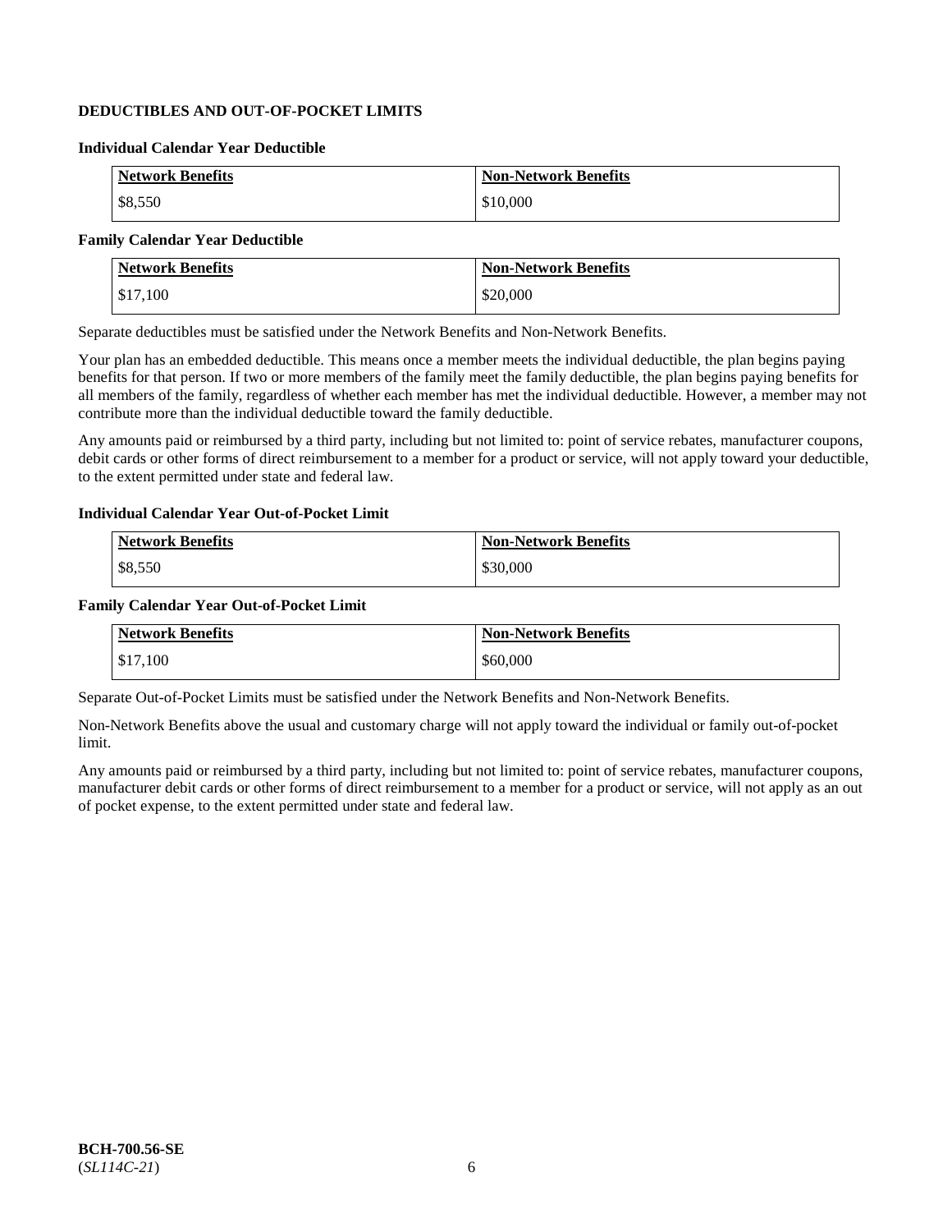## DEDUCTIBLES AND OUT-OF-POCKET LIMITS

### Individual Calendar Year Deductible

| Network Benefits | Non-Network Benefits |
|---|---|
| $8,550 | $10,000 |

### Family Calendar Year Deductible

| Network Benefits | Non-Network Benefits |
|---|---|
| $17,100 | $20,000 |

Separate deductibles must be satisfied under the Network Benefits and Non-Network Benefits.

Your plan has an embedded deductible. This means once a member meets the individual deductible, the plan begins paying benefits for that person. If two or more members of the family meet the family deductible, the plan begins paying benefits for all members of the family, regardless of whether each member has met the individual deductible. However, a member may not contribute more than the individual deductible toward the family deductible.

Any amounts paid or reimbursed by a third party, including but not limited to: point of service rebates, manufacturer coupons, debit cards or other forms of direct reimbursement to a member for a product or service, will not apply toward your deductible, to the extent permitted under state and federal law.

### Individual Calendar Year Out-of-Pocket Limit

| Network Benefits | Non-Network Benefits |
|---|---|
| $8,550 | $30,000 |

### Family Calendar Year Out-of-Pocket Limit

| Network Benefits | Non-Network Benefits |
|---|---|
| $17,100 | $60,000 |

Separate Out-of-Pocket Limits must be satisfied under the Network Benefits and Non-Network Benefits.

Non-Network Benefits above the usual and customary charge will not apply toward the individual or family out-of-pocket limit.

Any amounts paid or reimbursed by a third party, including but not limited to: point of service rebates, manufacturer coupons, manufacturer debit cards or other forms of direct reimbursement to a member for a product or service, will not apply as an out of pocket expense, to the extent permitted under state and federal law.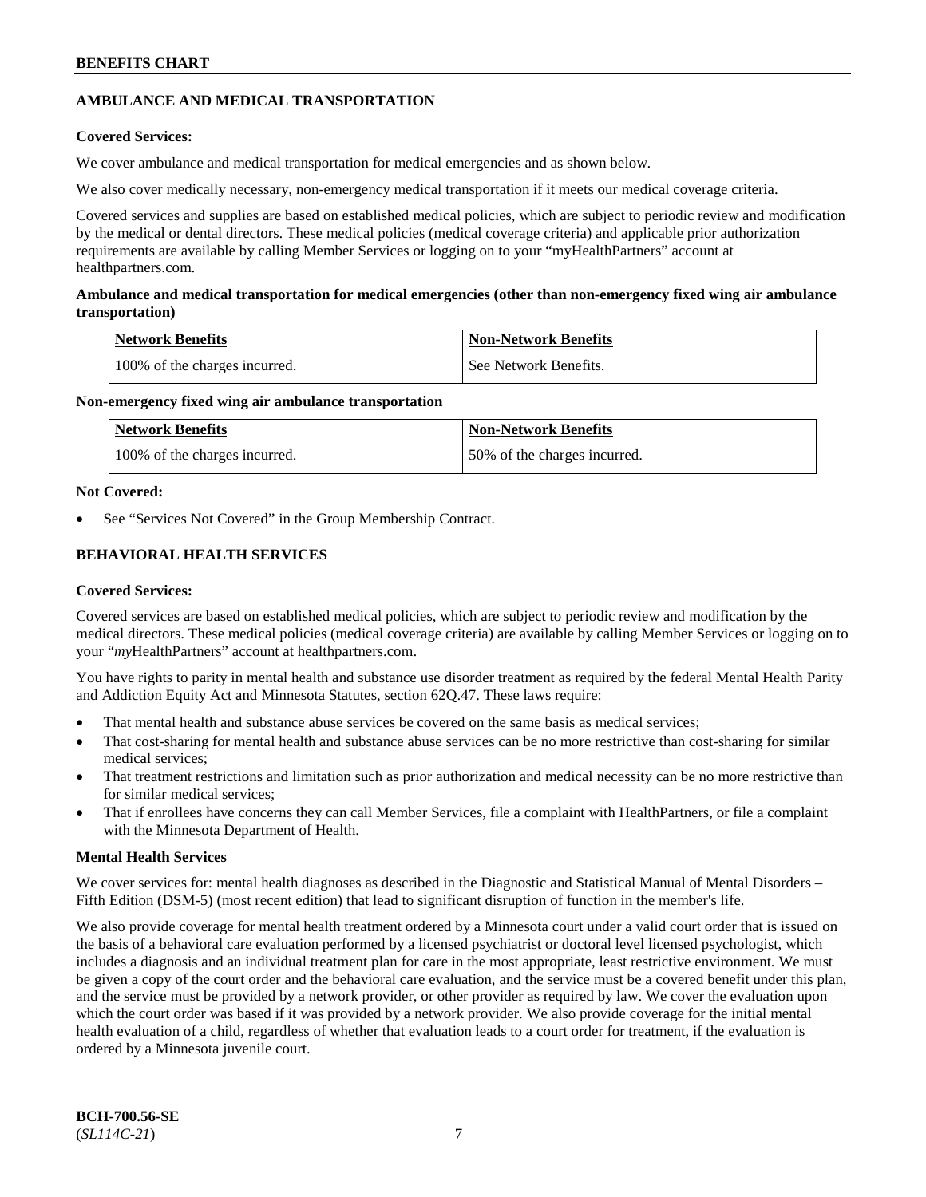## AMBULANCE AND MEDICAL TRANSPORTATION

**Covered Services:**

We cover ambulance and medical transportation for medical emergencies and as shown below.

We also cover medically necessary, non-emergency medical transportation if it meets our medical coverage criteria.

Covered services and supplies are based on established medical policies, which are subject to periodic review and modification by the medical or dental directors. These medical policies (medical coverage criteria) and applicable prior authorization requirements are available by calling Member Services or logging on to your "myHealthPartners" account at healthpartners.com.

**Ambulance and medical transportation for medical emergencies (other than non-emergency fixed wing air ambulance transportation)**

| Network Benefits | Non-Network Benefits |
|---|---|
| 100% of the charges incurred. | See Network Benefits. |

**Non-emergency fixed wing air ambulance transportation**

| Network Benefits | Non-Network Benefits |
|---|---|
| 100% of the charges incurred. | 50% of the charges incurred. |

**Not Covered:**

- See "Services Not Covered" in the Group Membership Contract.

## BEHAVIORAL HEALTH SERVICES

**Covered Services:**

Covered services are based on established medical policies, which are subject to periodic review and modification by the medical directors. These medical policies (medical coverage criteria) are available by calling Member Services or logging on to your "*my*HealthPartners" account at healthpartners.com.

You have rights to parity in mental health and substance use disorder treatment as required by the federal Mental Health Parity and Addiction Equity Act and Minnesota Statutes, section 62Q.47. These laws require:

- That mental health and substance abuse services be covered on the same basis as medical services;
- That cost-sharing for mental health and substance abuse services can be no more restrictive than cost-sharing for similar medical services;
- That treatment restrictions and limitation such as prior authorization and medical necessity can be no more restrictive than for similar medical services;
- That if enrollees have concerns they can call Member Services, file a complaint with HealthPartners, or file a complaint with the Minnesota Department of Health.

**Mental Health Services**

We cover services for: mental health diagnoses as described in the Diagnostic and Statistical Manual of Mental Disorders – Fifth Edition (DSM-5) (most recent edition) that lead to significant disruption of function in the member's life.

We also provide coverage for mental health treatment ordered by a Minnesota court under a valid court order that is issued on the basis of a behavioral care evaluation performed by a licensed psychiatrist or doctoral level licensed psychologist, which includes a diagnosis and an individual treatment plan for care in the most appropriate, least restrictive environment. We must be given a copy of the court order and the behavioral care evaluation, and the service must be a covered benefit under this plan, and the service must be provided by a network provider, or other provider as required by law. We cover the evaluation upon which the court order was based if it was provided by a network provider. We also provide coverage for the initial mental health evaluation of a child, regardless of whether that evaluation leads to a court order for treatment, if the evaluation is ordered by a Minnesota juvenile court.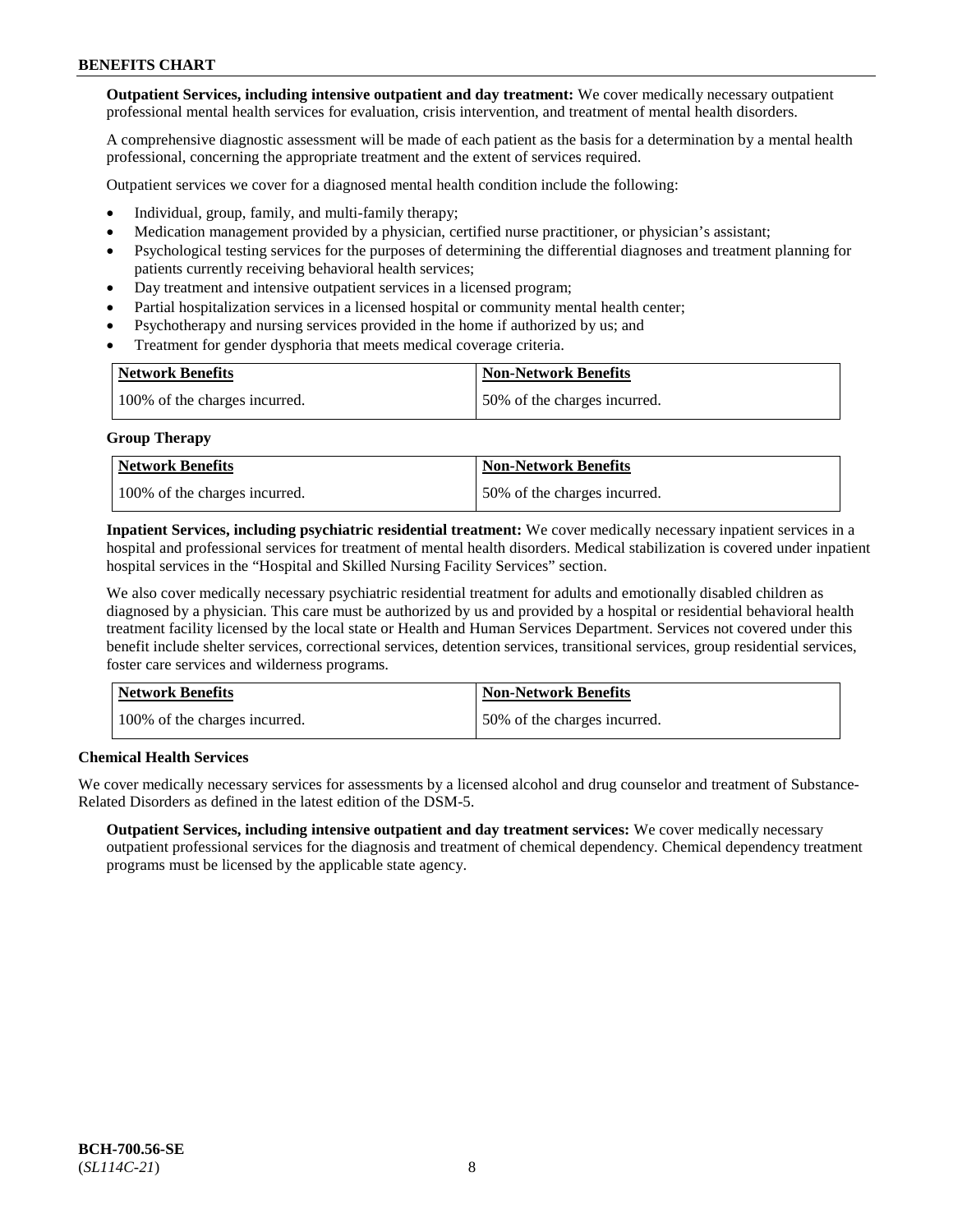**Outpatient Services, including intensive outpatient and day treatment:** We cover medically necessary outpatient professional mental health services for evaluation, crisis intervention, and treatment of mental health disorders.

A comprehensive diagnostic assessment will be made of each patient as the basis for a determination by a mental health professional, concerning the appropriate treatment and the extent of services required.

Outpatient services we cover for a diagnosed mental health condition include the following:

- Individual, group, family, and multi-family therapy;
- Medication management provided by a physician, certified nurse practitioner, or physician's assistant;
- Psychological testing services for the purposes of determining the differential diagnoses and treatment planning for patients currently receiving behavioral health services;
- Day treatment and intensive outpatient services in a licensed program;
- Partial hospitalization services in a licensed hospital or community mental health center;
- Psychotherapy and nursing services provided in the home if authorized by us; and
- Treatment for gender dysphoria that meets medical coverage criteria.

| Network Benefits | Non-Network Benefits |
|---|---|
| 100% of the charges incurred. | 50% of the charges incurred. |

**Group Therapy**

| Network Benefits | Non-Network Benefits |
|---|---|
| 100% of the charges incurred. | 50% of the charges incurred. |

**Inpatient Services, including psychiatric residential treatment:** We cover medically necessary inpatient services in a hospital and professional services for treatment of mental health disorders. Medical stabilization is covered under inpatient hospital services in the "Hospital and Skilled Nursing Facility Services" section.

We also cover medically necessary psychiatric residential treatment for adults and emotionally disabled children as diagnosed by a physician. This care must be authorized by us and provided by a hospital or residential behavioral health treatment facility licensed by the local state or Health and Human Services Department. Services not covered under this benefit include shelter services, correctional services, detention services, transitional services, group residential services, foster care services and wilderness programs.

| Network Benefits | Non-Network Benefits |
|---|---|
| 100% of the charges incurred. | 50% of the charges incurred. |

**Chemical Health Services**

We cover medically necessary services for assessments by a licensed alcohol and drug counselor and treatment of Substance-Related Disorders as defined in the latest edition of the DSM-5.

**Outpatient Services, including intensive outpatient and day treatment services:** We cover medically necessary outpatient professional services for the diagnosis and treatment of chemical dependency. Chemical dependency treatment programs must be licensed by the applicable state agency.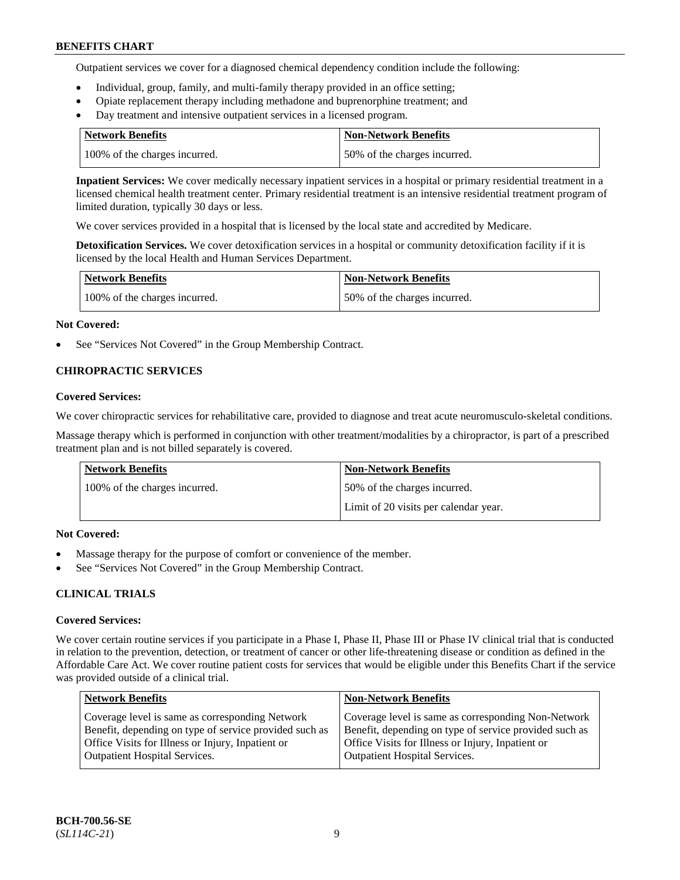Outpatient services we cover for a diagnosed chemical dependency condition include the following:

- Individual, group, family, and multi-family therapy provided in an office setting;
- Opiate replacement therapy including methadone and buprenorphine treatment; and
- Day treatment and intensive outpatient services in a licensed program.

| Network Benefits | Non-Network Benefits |
|---|---|
| 100% of the charges incurred. | 50% of the charges incurred. |

**Inpatient Services:** We cover medically necessary inpatient services in a hospital or primary residential treatment in a licensed chemical health treatment center. Primary residential treatment is an intensive residential treatment program of limited duration, typically 30 days or less.

We cover services provided in a hospital that is licensed by the local state and accredited by Medicare.

**Detoxification Services.** We cover detoxification services in a hospital or community detoxification facility if it is licensed by the local Health and Human Services Department.

| Network Benefits | Non-Network Benefits |
|---|---|
| 100% of the charges incurred. | 50% of the charges incurred. |

**Not Covered:**

- See "Services Not Covered" in the Group Membership Contract.

## CHIROPRACTIC SERVICES

**Covered Services:**

We cover chiropractic services for rehabilitative care, provided to diagnose and treat acute neuromusculo-skeletal conditions.

Massage therapy which is performed in conjunction with other treatment/modalities by a chiropractor, is part of a prescribed treatment plan and is not billed separately is covered.

| Network Benefits | Non-Network Benefits |
|---|---|
| 100% of the charges incurred. | 50% of the charges incurred.<br>Limit of 20 visits per calendar year. |

**Not Covered:**

- Massage therapy for the purpose of comfort or convenience of the member.
- See "Services Not Covered" in the Group Membership Contract.

## CLINICAL TRIALS

**Covered Services:**

We cover certain routine services if you participate in a Phase I, Phase II, Phase III or Phase IV clinical trial that is conducted in relation to the prevention, detection, or treatment of cancer or other life-threatening disease or condition as defined in the Affordable Care Act. We cover routine patient costs for services that would be eligible under this Benefits Chart if the service was provided outside of a clinical trial.

| Network Benefits | Non-Network Benefits |
|---|---|
| Coverage level is same as corresponding Network Benefit, depending on type of service provided such as Office Visits for Illness or Injury, Inpatient or Outpatient Hospital Services. | Coverage level is same as corresponding Non-Network Benefit, depending on type of service provided such as Office Visits for Illness or Injury, Inpatient or Outpatient Hospital Services. |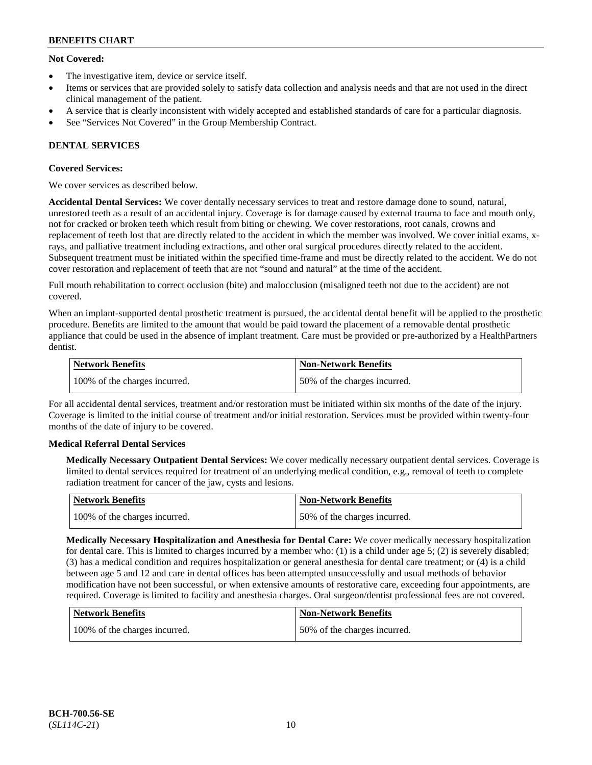**Not Covered:**

- The investigative item, device or service itself.
- Items or services that are provided solely to satisfy data collection and analysis needs and that are not used in the direct clinical management of the patient.
- A service that is clearly inconsistent with widely accepted and established standards of care for a particular diagnosis.
- See "Services Not Covered" in the Group Membership Contract.

## DENTAL SERVICES

**Covered Services:**

We cover services as described below.

**Accidental Dental Services:** We cover dentally necessary services to treat and restore damage done to sound, natural, unrestored teeth as a result of an accidental injury. Coverage is for damage caused by external trauma to face and mouth only, not for cracked or broken teeth which result from biting or chewing. We cover restorations, root canals, crowns and replacement of teeth lost that are directly related to the accident in which the member was involved. We cover initial exams, x-rays, and palliative treatment including extractions, and other oral surgical procedures directly related to the accident. Subsequent treatment must be initiated within the specified time-frame and must be directly related to the accident. We do not cover restoration and replacement of teeth that are not "sound and natural" at the time of the accident.

Full mouth rehabilitation to correct occlusion (bite) and malocclusion (misaligned teeth not due to the accident) are not covered.

When an implant-supported dental prosthetic treatment is pursued, the accidental dental benefit will be applied to the prosthetic procedure. Benefits are limited to the amount that would be paid toward the placement of a removable dental prosthetic appliance that could be used in the absence of implant treatment. Care must be provided or pre-authorized by a HealthPartners dentist.

| Network Benefits | Non-Network Benefits |
|---|---|
| 100% of the charges incurred. | 50% of the charges incurred. |

For all accidental dental services, treatment and/or restoration must be initiated within six months of the date of the injury. Coverage is limited to the initial course of treatment and/or initial restoration. Services must be provided within twenty-four months of the date of injury to be covered.

**Medical Referral Dental Services**

**Medically Necessary Outpatient Dental Services:** We cover medically necessary outpatient dental services. Coverage is limited to dental services required for treatment of an underlying medical condition, e.g., removal of teeth to complete radiation treatment for cancer of the jaw, cysts and lesions.

| Network Benefits | Non-Network Benefits |
|---|---|
| 100% of the charges incurred. | 50% of the charges incurred. |

**Medically Necessary Hospitalization and Anesthesia for Dental Care:** We cover medically necessary hospitalization for dental care. This is limited to charges incurred by a member who: (1) is a child under age 5; (2) is severely disabled; (3) has a medical condition and requires hospitalization or general anesthesia for dental care treatment; or (4) is a child between age 5 and 12 and care in dental offices has been attempted unsuccessfully and usual methods of behavior modification have not been successful, or when extensive amounts of restorative care, exceeding four appointments, are required. Coverage is limited to facility and anesthesia charges. Oral surgeon/dentist professional fees are not covered.

| Network Benefits | Non-Network Benefits |
|---|---|
| 100% of the charges incurred. | 50% of the charges incurred. |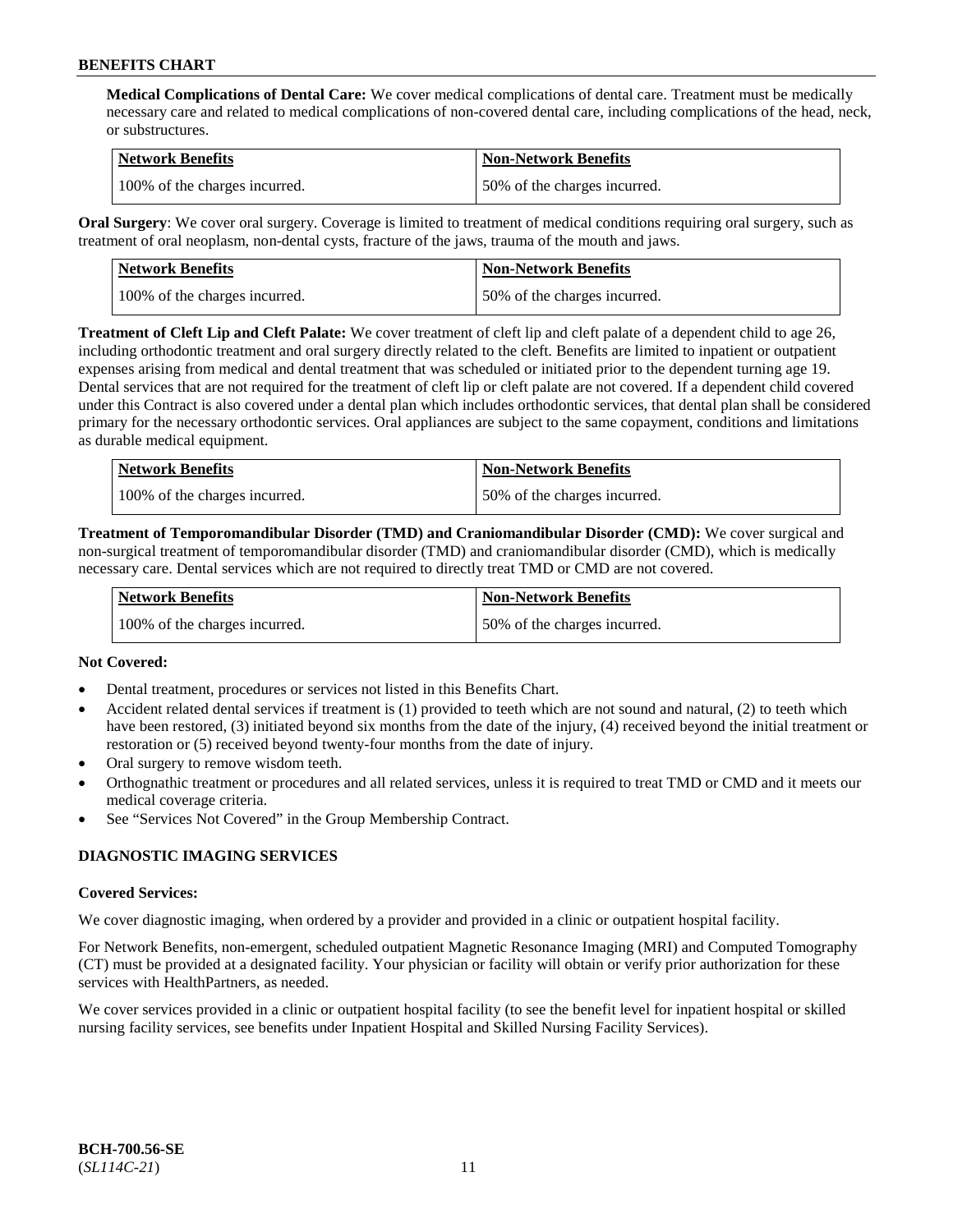**Medical Complications of Dental Care:** We cover medical complications of dental care. Treatment must be medically necessary care and related to medical complications of non-covered dental care, including complications of the head, neck, or substructures.

| Network Benefits | Non-Network Benefits |
|---|---|
| 100% of the charges incurred. | 50% of the charges incurred. |

**Oral Surgery**: We cover oral surgery. Coverage is limited to treatment of medical conditions requiring oral surgery, such as treatment of oral neoplasm, non-dental cysts, fracture of the jaws, trauma of the mouth and jaws.

| Network Benefits | Non-Network Benefits |
|---|---|
| 100% of the charges incurred. | 50% of the charges incurred. |

**Treatment of Cleft Lip and Cleft Palate:** We cover treatment of cleft lip and cleft palate of a dependent child to age 26, including orthodontic treatment and oral surgery directly related to the cleft. Benefits are limited to inpatient or outpatient expenses arising from medical and dental treatment that was scheduled or initiated prior to the dependent turning age 19. Dental services that are not required for the treatment of cleft lip or cleft palate are not covered. If a dependent child covered under this Contract is also covered under a dental plan which includes orthodontic services, that dental plan shall be considered primary for the necessary orthodontic services. Oral appliances are subject to the same copayment, conditions and limitations as durable medical equipment.

| Network Benefits | Non-Network Benefits |
|---|---|
| 100% of the charges incurred. | 50% of the charges incurred. |

**Treatment of Temporomandibular Disorder (TMD) and Craniomandibular Disorder (CMD):** We cover surgical and non-surgical treatment of temporomandibular disorder (TMD) and craniomandibular disorder (CMD), which is medically necessary care. Dental services which are not required to directly treat TMD or CMD are not covered.

| Network Benefits | Non-Network Benefits |
|---|---|
| 100% of the charges incurred. | 50% of the charges incurred. |

**Not Covered:**

- Dental treatment, procedures or services not listed in this Benefits Chart.
- Accident related dental services if treatment is (1) provided to teeth which are not sound and natural, (2) to teeth which have been restored, (3) initiated beyond six months from the date of the injury, (4) received beyond the initial treatment or restoration or (5) received beyond twenty-four months from the date of injury.
- Oral surgery to remove wisdom teeth.
- Orthognathic treatment or procedures and all related services, unless it is required to treat TMD or CMD and it meets our medical coverage criteria.
- See "Services Not Covered" in the Group Membership Contract.

## DIAGNOSTIC IMAGING SERVICES

**Covered Services:**

We cover diagnostic imaging, when ordered by a provider and provided in a clinic or outpatient hospital facility.

For Network Benefits, non-emergent, scheduled outpatient Magnetic Resonance Imaging (MRI) and Computed Tomography (CT) must be provided at a designated facility. Your physician or facility will obtain or verify prior authorization for these services with HealthPartners, as needed.

We cover services provided in a clinic or outpatient hospital facility (to see the benefit level for inpatient hospital or skilled nursing facility services, see benefits under Inpatient Hospital and Skilled Nursing Facility Services).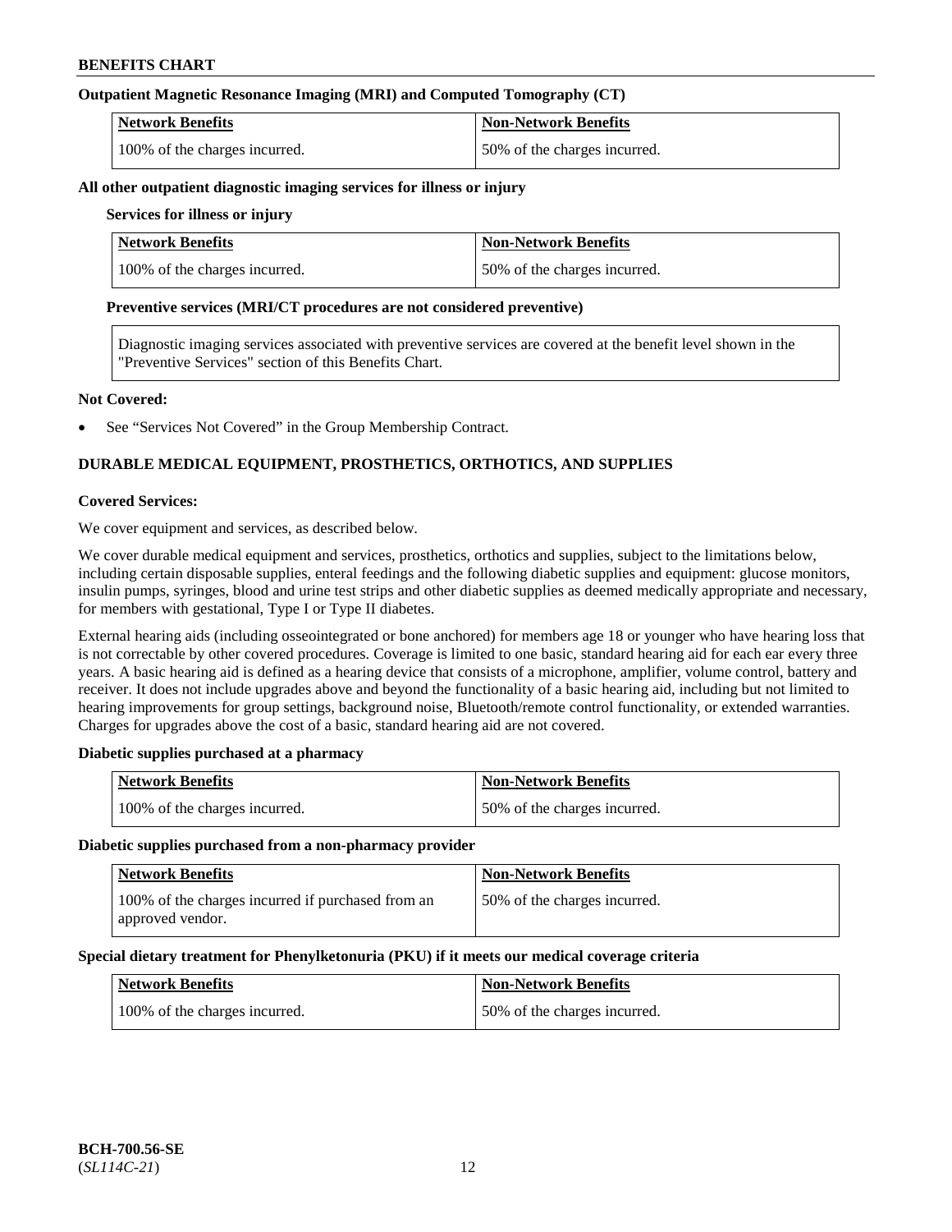### Outpatient Magnetic Resonance Imaging (MRI) and Computed Tomography (CT)

| Network Benefits | Non-Network Benefits |
| --- | --- |
| 100% of the charges incurred. | 50% of the charges incurred. |

**All other outpatient diagnostic imaging services for illness or injury**

**Services for illness or injury**

| Network Benefits | Non-Network Benefits |
| --- | --- |
| 100% of the charges incurred. | 50% of the charges incurred. |

**Preventive services (MRI/CT procedures are not considered preventive)**

Diagnostic imaging services associated with preventive services are covered at the benefit level shown in the "Preventive Services" section of this Benefits Chart.

**Not Covered:**

- See "Services Not Covered" in the Group Membership Contract.

## DURABLE MEDICAL EQUIPMENT, PROSTHETICS, ORTHOTICS, AND SUPPLIES

**Covered Services:**

We cover equipment and services, as described below.

We cover durable medical equipment and services, prosthetics, orthotics and supplies, subject to the limitations below, including certain disposable supplies, enteral feedings and the following diabetic supplies and equipment: glucose monitors, insulin pumps, syringes, blood and urine test strips and other diabetic supplies as deemed medically appropriate and necessary, for members with gestational, Type I or Type II diabetes.

External hearing aids (including osseointegrated or bone anchored) for members age 18 or younger who have hearing loss that is not correctable by other covered procedures. Coverage is limited to one basic, standard hearing aid for each ear every three years. A basic hearing aid is defined as a hearing device that consists of a microphone, amplifier, volume control, battery and receiver. It does not include upgrades above and beyond the functionality of a basic hearing aid, including but not limited to hearing improvements for group settings, background noise, Bluetooth/remote control functionality, or extended warranties. Charges for upgrades above the cost of a basic, standard hearing aid are not covered.

**Diabetic supplies purchased at a pharmacy**

| Network Benefits | Non-Network Benefits |
| --- | --- |
| 100% of the charges incurred. | 50% of the charges incurred. |

**Diabetic supplies purchased from a non-pharmacy provider**

| Network Benefits | Non-Network Benefits |
| --- | --- |
| 100% of the charges incurred if purchased from an approved vendor. | 50% of the charges incurred. |

**Special dietary treatment for Phenylketonuria (PKU) if it meets our medical coverage criteria**

| Network Benefits | Non-Network Benefits |
| --- | --- |
| 100% of the charges incurred. | 50% of the charges incurred. |

**BCH-700.56-SE**
(*SL114C-21*)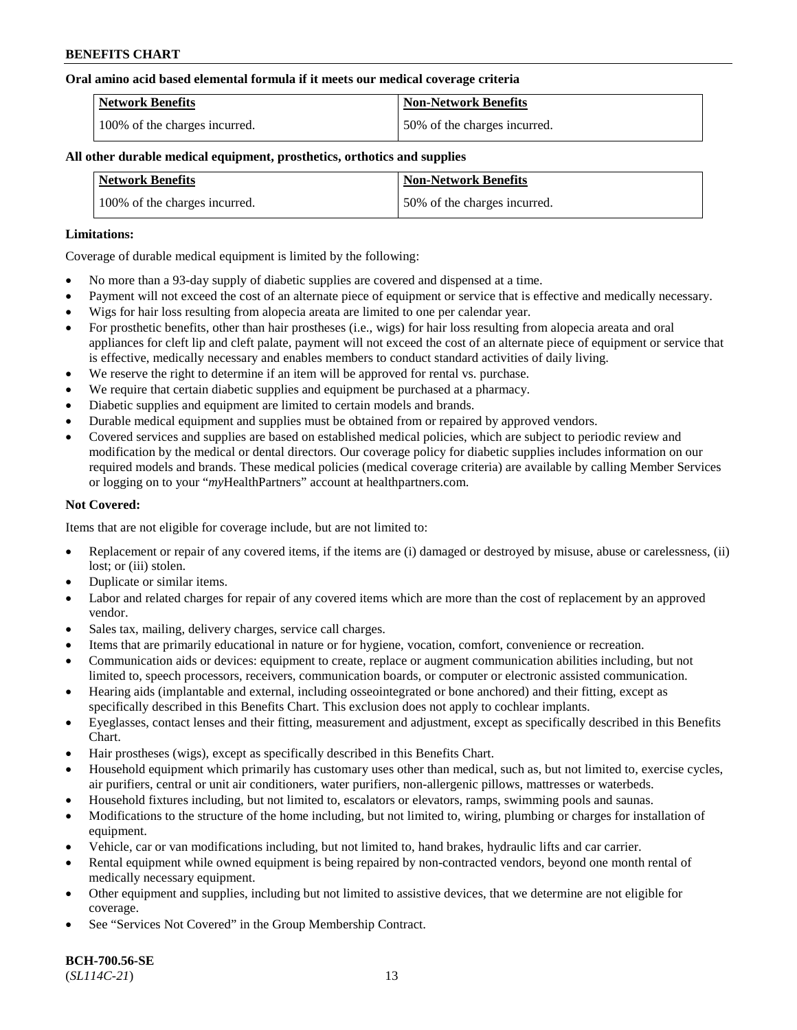**Oral amino acid based elemental formula if it meets our medical coverage criteria**

| Network Benefits | Non-Network Benefits |
| --- | --- |
| 100% of the charges incurred. | 50% of the charges incurred. |

**All other durable medical equipment, prosthetics, orthotics and supplies**

| Network Benefits | Non-Network Benefits |
| --- | --- |
| 100% of the charges incurred. | 50% of the charges incurred. |

**Limitations:**

Coverage of durable medical equipment is limited by the following:

- No more than a 93-day supply of diabetic supplies are covered and dispensed at a time.
- Payment will not exceed the cost of an alternate piece of equipment or service that is effective and medically necessary.
- Wigs for hair loss resulting from alopecia areata are limited to one per calendar year.
- For prosthetic benefits, other than hair prostheses (i.e., wigs) for hair loss resulting from alopecia areata and oral appliances for cleft lip and cleft palate, payment will not exceed the cost of an alternate piece of equipment or service that is effective, medically necessary and enables members to conduct standard activities of daily living.
- We reserve the right to determine if an item will be approved for rental vs. purchase.
- We require that certain diabetic supplies and equipment be purchased at a pharmacy.
- Diabetic supplies and equipment are limited to certain models and brands.
- Durable medical equipment and supplies must be obtained from or repaired by approved vendors.
- Covered services and supplies are based on established medical policies, which are subject to periodic review and modification by the medical or dental directors. Our coverage policy for diabetic supplies includes information on our required models and brands. These medical policies (medical coverage criteria) are available by calling Member Services or logging on to your "*my*HealthPartners" account at healthpartners.com.

**Not Covered:**

Items that are not eligible for coverage include, but are not limited to:

- Replacement or repair of any covered items, if the items are (i) damaged or destroyed by misuse, abuse or carelessness, (ii) lost; or (iii) stolen.
- Duplicate or similar items.
- Labor and related charges for repair of any covered items which are more than the cost of replacement by an approved vendor.
- Sales tax, mailing, delivery charges, service call charges.
- Items that are primarily educational in nature or for hygiene, vocation, comfort, convenience or recreation.
- Communication aids or devices: equipment to create, replace or augment communication abilities including, but not limited to, speech processors, receivers, communication boards, or computer or electronic assisted communication.
- Hearing aids (implantable and external, including osseointegrated or bone anchored) and their fitting, except as specifically described in this Benefits Chart. This exclusion does not apply to cochlear implants.
- Eyeglasses, contact lenses and their fitting, measurement and adjustment, except as specifically described in this Benefits Chart.
- Hair prostheses (wigs), except as specifically described in this Benefits Chart.
- Household equipment which primarily has customary uses other than medical, such as, but not limited to, exercise cycles, air purifiers, central or unit air conditioners, water purifiers, non-allergenic pillows, mattresses or waterbeds.
- Household fixtures including, but not limited to, escalators or elevators, ramps, swimming pools and saunas.
- Modifications to the structure of the home including, but not limited to, wiring, plumbing or charges for installation of equipment.
- Vehicle, car or van modifications including, but not limited to, hand brakes, hydraulic lifts and car carrier.
- Rental equipment while owned equipment is being repaired by non-contracted vendors, beyond one month rental of medically necessary equipment.
- Other equipment and supplies, including but not limited to assistive devices, that we determine are not eligible for coverage.
- See "Services Not Covered" in the Group Membership Contract.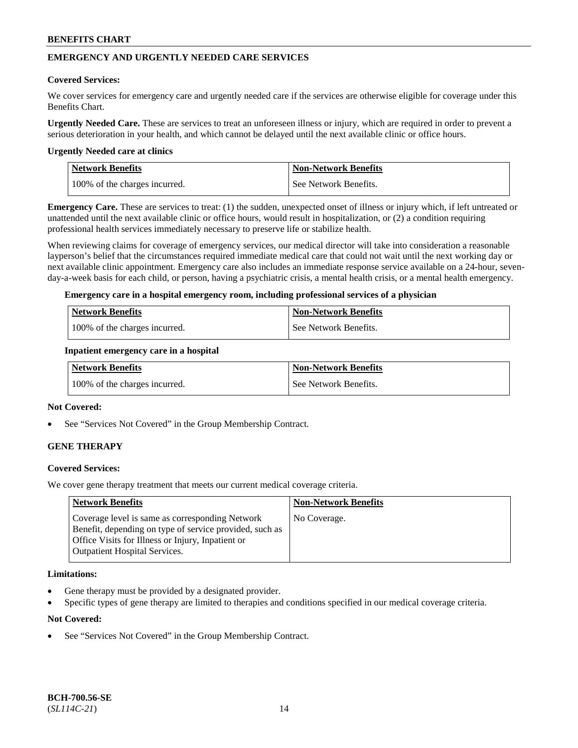## EMERGENCY AND URGENTLY NEEDED CARE SERVICES

**Covered Services:**

We cover services for emergency care and urgently needed care if the services are otherwise eligible for coverage under this Benefits Chart.

**Urgently Needed Care.** These are services to treat an unforeseen illness or injury, which are required in order to prevent a serious deterioration in your health, and which cannot be delayed until the next available clinic or office hours.

**Urgently Needed care at clinics**

| Network Benefits | Non-Network Benefits |
|---|---|
| 100% of the charges incurred. | See Network Benefits. |

**Emergency Care.** These are services to treat: (1) the sudden, unexpected onset of illness or injury which, if left untreated or unattended until the next available clinic or office hours, would result in hospitalization, or (2) a condition requiring professional health services immediately necessary to preserve life or stabilize health.

When reviewing claims for coverage of emergency services, our medical director will take into consideration a reasonable layperson's belief that the circumstances required immediate medical care that could not wait until the next working day or next available clinic appointment. Emergency care also includes an immediate response service available on a 24-hour, seven-day-a-week basis for each child, or person, having a psychiatric crisis, a mental health crisis, or a mental health emergency.

**Emergency care in a hospital emergency room, including professional services of a physician**

| Network Benefits | Non-Network Benefits |
|---|---|
| 100% of the charges incurred. | See Network Benefits. |

**Inpatient emergency care in a hospital**

| Network Benefits | Non-Network Benefits |
|---|---|
| 100% of the charges incurred. | See Network Benefits. |

**Not Covered:**

- See "Services Not Covered" in the Group Membership Contract.

## GENE THERAPY

**Covered Services:**

We cover gene therapy treatment that meets our current medical coverage criteria.

| Network Benefits | Non-Network Benefits |
|---|---|
| Coverage level is same as corresponding Network Benefit, depending on type of service provided, such as Office Visits for Illness or Injury, Inpatient or Outpatient Hospital Services. | No Coverage. |

**Limitations:**

- Gene therapy must be provided by a designated provider.
- Specific types of gene therapy are limited to therapies and conditions specified in our medical coverage criteria.

**Not Covered:**

- See "Services Not Covered" in the Group Membership Contract.

BCH-700.56-SE
(*SL114C-21*)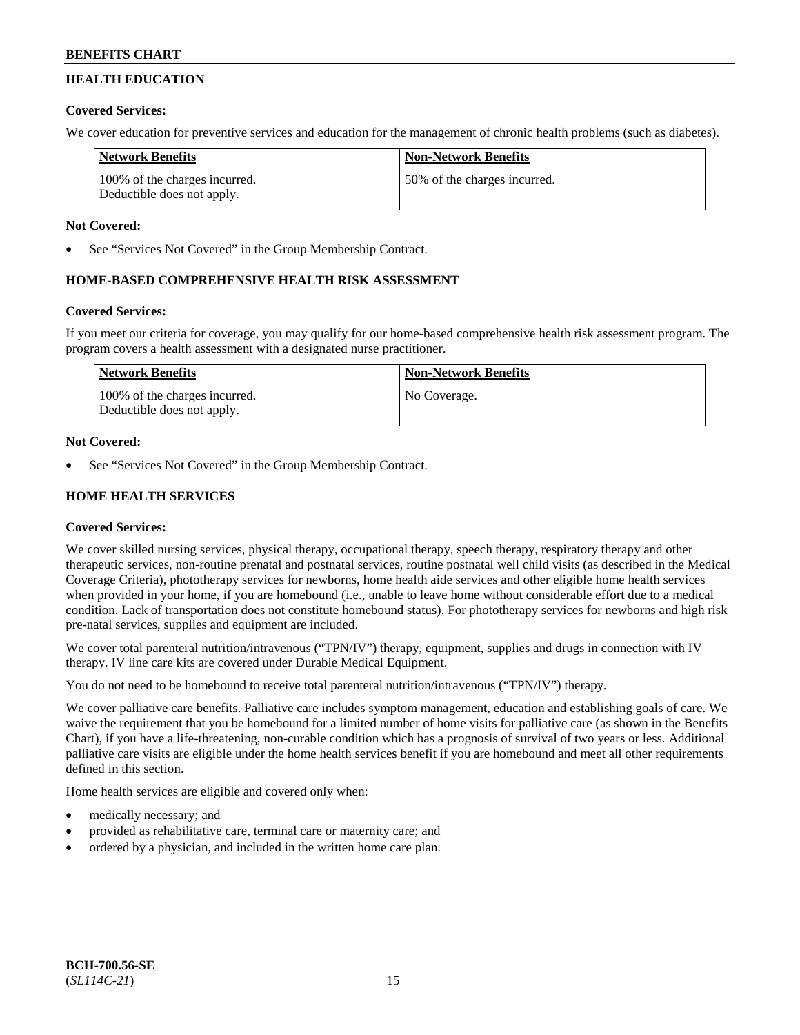## HEALTH EDUCATION

**Covered Services:**

We cover education for preventive services and education for the management of chronic health problems (such as diabetes).

| Network Benefits | Non-Network Benefits |
|---|---|
| 100% of the charges incurred. Deductible does not apply. | 50% of the charges incurred. |

**Not Covered:**

- See "Services Not Covered" in the Group Membership Contract.

## HOME-BASED COMPREHENSIVE HEALTH RISK ASSESSMENT

**Covered Services:**

If you meet our criteria for coverage, you may qualify for our home-based comprehensive health risk assessment program. The program covers a health assessment with a designated nurse practitioner.

| Network Benefits | Non-Network Benefits |
|---|---|
| 100% of the charges incurred. Deductible does not apply. | No Coverage. |

**Not Covered:**

- See "Services Not Covered" in the Group Membership Contract.

## HOME HEALTH SERVICES

**Covered Services:**

We cover skilled nursing services, physical therapy, occupational therapy, speech therapy, respiratory therapy and other therapeutic services, non-routine prenatal and postnatal services, routine postnatal well child visits (as described in the Medical Coverage Criteria), phototherapy services for newborns, home health aide services and other eligible home health services when provided in your home, if you are homebound (i.e., unable to leave home without considerable effort due to a medical condition. Lack of transportation does not constitute homebound status). For phototherapy services for newborns and high risk pre-natal services, supplies and equipment are included.

We cover total parenteral nutrition/intravenous ("TPN/IV") therapy, equipment, supplies and drugs in connection with IV therapy. IV line care kits are covered under Durable Medical Equipment.

You do not need to be homebound to receive total parenteral nutrition/intravenous ("TPN/IV") therapy.

We cover palliative care benefits. Palliative care includes symptom management, education and establishing goals of care. We waive the requirement that you be homebound for a limited number of home visits for palliative care (as shown in the Benefits Chart), if you have a life-threatening, non-curable condition which has a prognosis of survival of two years or less. Additional palliative care visits are eligible under the home health services benefit if you are homebound and meet all other requirements defined in this section.

Home health services are eligible and covered only when:

- medically necessary; and
- provided as rehabilitative care, terminal care or maternity care; and
- ordered by a physician, and included in the written home care plan.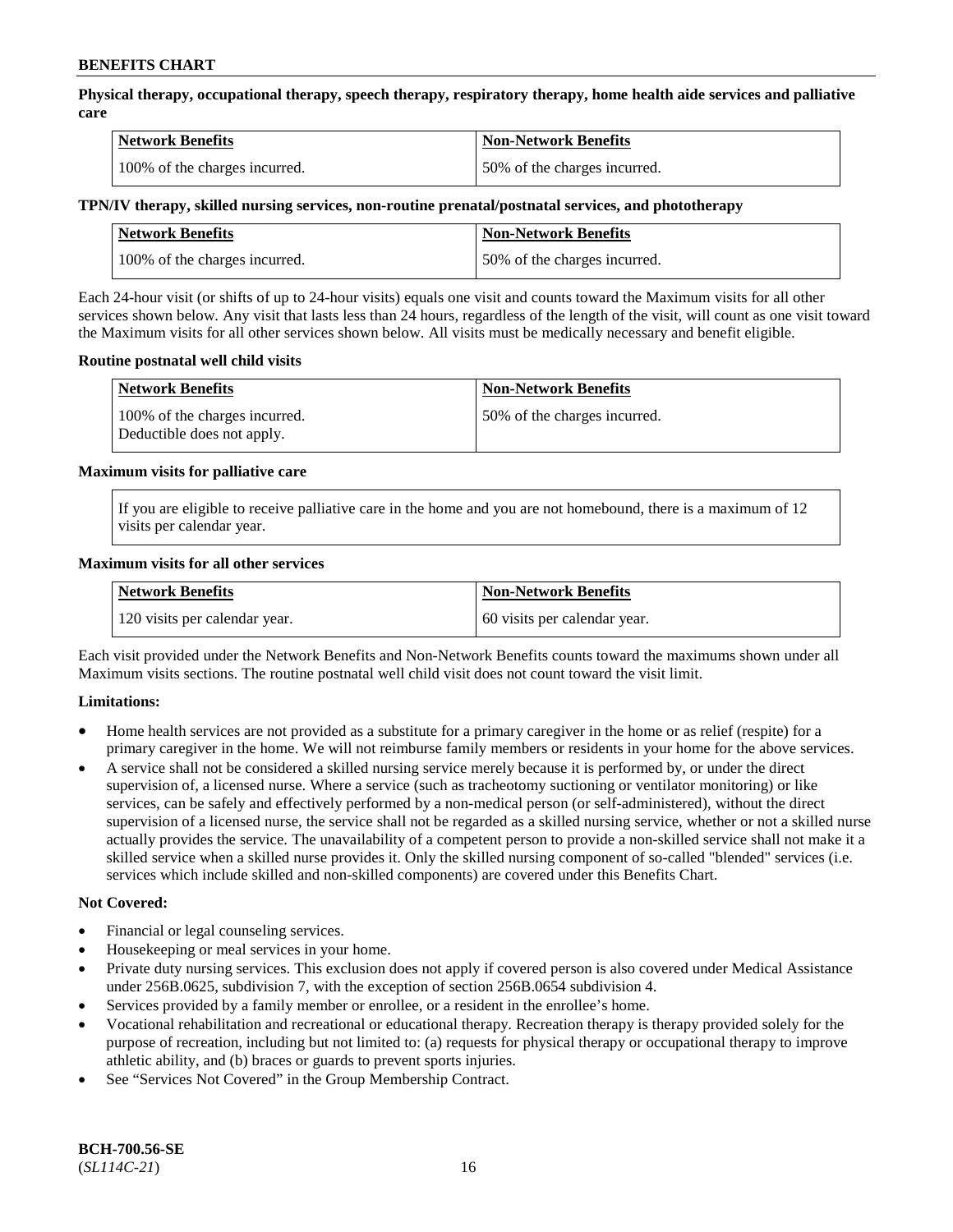**Physical therapy, occupational therapy, speech therapy, respiratory therapy, home health aide services and palliative care**

| Network Benefits | Non-Network Benefits |
| --- | --- |
| 100% of the charges incurred. | 50% of the charges incurred. |

**TPN/IV therapy, skilled nursing services, non-routine prenatal/postnatal services, and phototherapy**

| Network Benefits | Non-Network Benefits |
| --- | --- |
| 100% of the charges incurred. | 50% of the charges incurred. |

Each 24-hour visit (or shifts of up to 24-hour visits) equals one visit and counts toward the Maximum visits for all other services shown below. Any visit that lasts less than 24 hours, regardless of the length of the visit, will count as one visit toward the Maximum visits for all other services shown below. All visits must be medically necessary and benefit eligible.

**Routine postnatal well child visits**

| Network Benefits | Non-Network Benefits |
| --- | --- |
| 100% of the charges incurred. Deductible does not apply. | 50% of the charges incurred. |

**Maximum visits for palliative care**

If you are eligible to receive palliative care in the home and you are not homebound, there is a maximum of 12 visits per calendar year.

**Maximum visits for all other services**

| Network Benefits | Non-Network Benefits |
| --- | --- |
| 120 visits per calendar year. | 60 visits per calendar year. |

Each visit provided under the Network Benefits and Non-Network Benefits counts toward the maximums shown under all Maximum visits sections. The routine postnatal well child visit does not count toward the visit limit.

**Limitations:**

- Home health services are not provided as a substitute for a primary caregiver in the home or as relief (respite) for a primary caregiver in the home. We will not reimburse family members or residents in your home for the above services.
- A service shall not be considered a skilled nursing service merely because it is performed by, or under the direct supervision of, a licensed nurse. Where a service (such as tracheotomy suctioning or ventilator monitoring) or like services, can be safely and effectively performed by a non-medical person (or self-administered), without the direct supervision of a licensed nurse, the service shall not be regarded as a skilled nursing service, whether or not a skilled nurse actually provides the service. The unavailability of a competent person to provide a non-skilled service shall not make it a skilled service when a skilled nurse provides it. Only the skilled nursing component of so-called "blended" services (i.e. services which include skilled and non-skilled components) are covered under this Benefits Chart.

**Not Covered:**

- Financial or legal counseling services.
- Housekeeping or meal services in your home.
- Private duty nursing services. This exclusion does not apply if covered person is also covered under Medical Assistance under 256B.0625, subdivision 7, with the exception of section 256B.0654 subdivision 4.
- Services provided by a family member or enrollee, or a resident in the enrollee's home.
- Vocational rehabilitation and recreational or educational therapy. Recreation therapy is therapy provided solely for the purpose of recreation, including but not limited to: (a) requests for physical therapy or occupational therapy to improve athletic ability, and (b) braces or guards to prevent sports injuries.
- See "Services Not Covered" in the Group Membership Contract.

**BCH-700.56-SE**
(*SL114C-21*)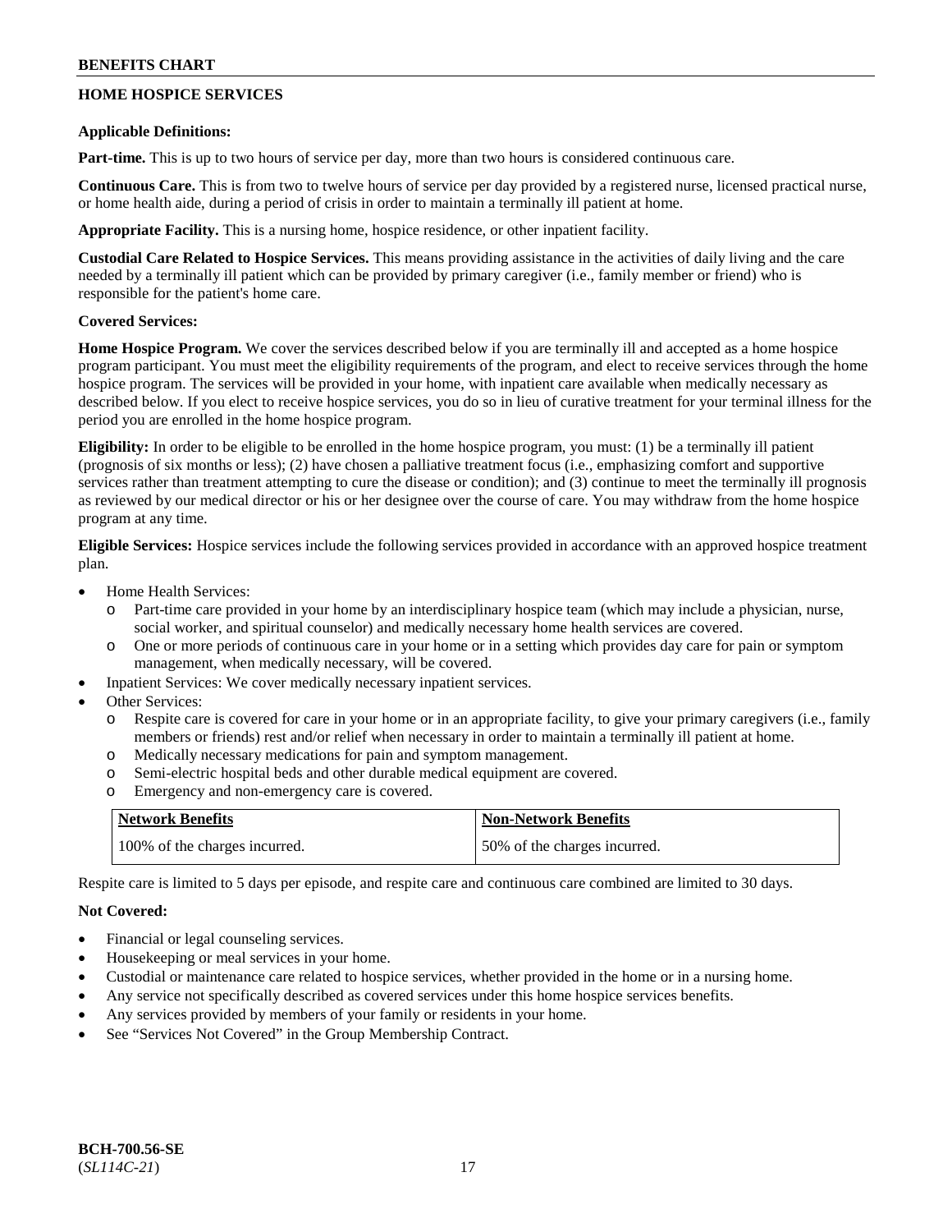## HOME HOSPICE SERVICES

**Applicable Definitions:**

**Part-time.** This is up to two hours of service per day, more than two hours is considered continuous care.

**Continuous Care.** This is from two to twelve hours of service per day provided by a registered nurse, licensed practical nurse, or home health aide, during a period of crisis in order to maintain a terminally ill patient at home.

**Appropriate Facility.** This is a nursing home, hospice residence, or other inpatient facility.

**Custodial Care Related to Hospice Services.** This means providing assistance in the activities of daily living and the care needed by a terminally ill patient which can be provided by primary caregiver (i.e., family member or friend) who is responsible for the patient's home care.

**Covered Services:**

**Home Hospice Program.** We cover the services described below if you are terminally ill and accepted as a home hospice program participant. You must meet the eligibility requirements of the program, and elect to receive services through the home hospice program. The services will be provided in your home, with inpatient care available when medically necessary as described below. If you elect to receive hospice services, you do so in lieu of curative treatment for your terminal illness for the period you are enrolled in the home hospice program.

**Eligibility:** In order to be eligible to be enrolled in the home hospice program, you must: (1) be a terminally ill patient (prognosis of six months or less); (2) have chosen a palliative treatment focus (i.e., emphasizing comfort and supportive services rather than treatment attempting to cure the disease or condition); and (3) continue to meet the terminally ill prognosis as reviewed by our medical director or his or her designee over the course of care. You may withdraw from the home hospice program at any time.

**Eligible Services:** Hospice services include the following services provided in accordance with an approved hospice treatment plan.

- Home Health Services:
  - Part-time care provided in your home by an interdisciplinary hospice team (which may include a physician, nurse, social worker, and spiritual counselor) and medically necessary home health services are covered.
  - One or more periods of continuous care in your home or in a setting which provides day care for pain or symptom management, when medically necessary, will be covered.
- Inpatient Services: We cover medically necessary inpatient services.
- Other Services:
  - Respite care is covered for care in your home or in an appropriate facility, to give your primary caregivers (i.e., family members or friends) rest and/or relief when necessary in order to maintain a terminally ill patient at home.
  - Medically necessary medications for pain and symptom management.
  - Semi-electric hospital beds and other durable medical equipment are covered.
  - Emergency and non-emergency care is covered.

| Network Benefits | Non-Network Benefits |
|---|---|
| 100% of the charges incurred. | 50% of the charges incurred. |

Respite care is limited to 5 days per episode, and respite care and continuous care combined are limited to 30 days.

**Not Covered:**

- Financial or legal counseling services.
- Housekeeping or meal services in your home.
- Custodial or maintenance care related to hospice services, whether provided in the home or in a nursing home.
- Any service not specifically described as covered services under this home hospice services benefits.
- Any services provided by members of your family or residents in your home.
- See "Services Not Covered" in the Group Membership Contract.

**BCH-700.56-SE**
(*SL114C-21*)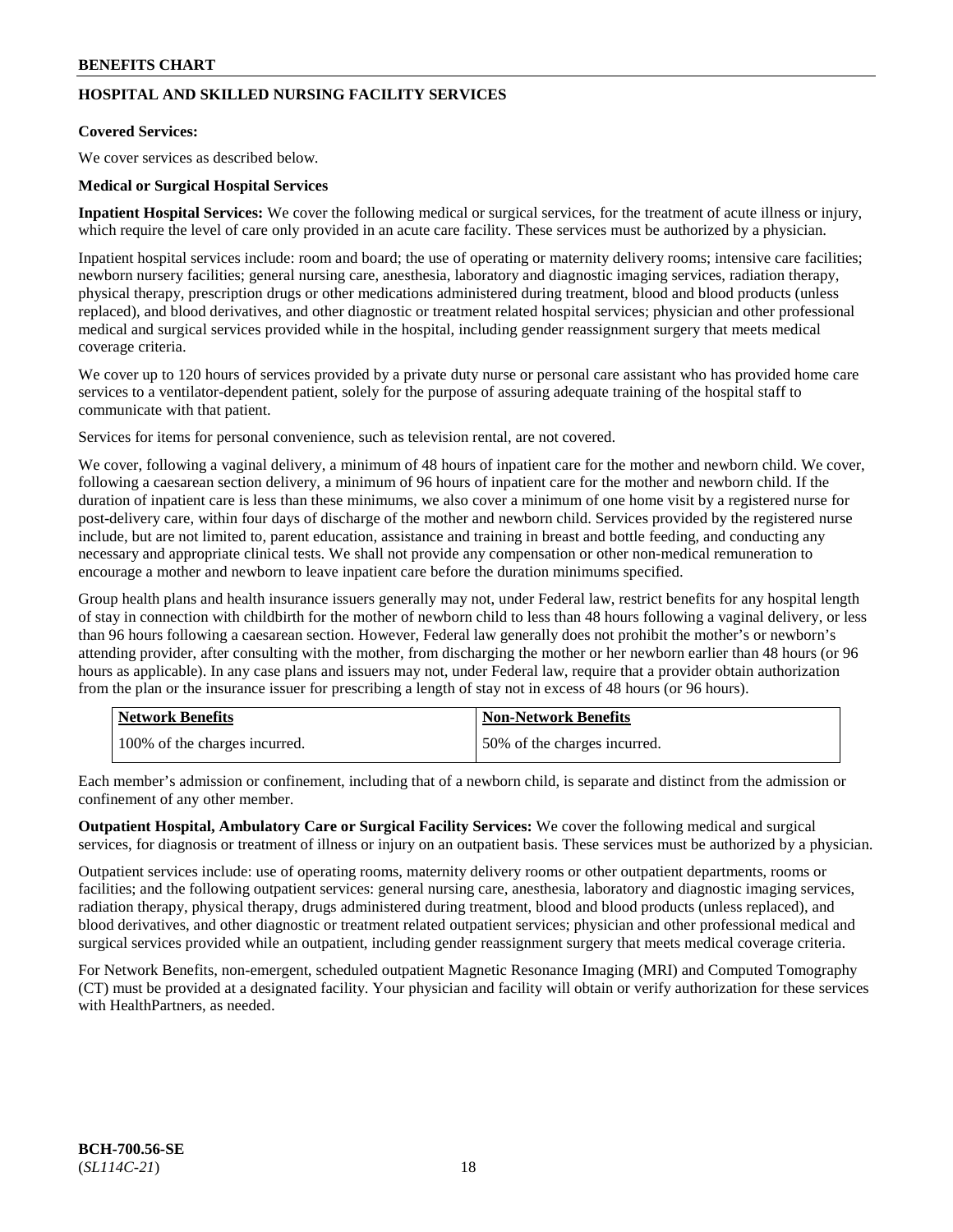## HOSPITAL AND SKILLED NURSING FACILITY SERVICES

**Covered Services:**

We cover services as described below.

**Medical or Surgical Hospital Services**

**Inpatient Hospital Services:** We cover the following medical or surgical services, for the treatment of acute illness or injury, which require the level of care only provided in an acute care facility. These services must be authorized by a physician.

Inpatient hospital services include: room and board; the use of operating or maternity delivery rooms; intensive care facilities; newborn nursery facilities; general nursing care, anesthesia, laboratory and diagnostic imaging services, radiation therapy, physical therapy, prescription drugs or other medications administered during treatment, blood and blood products (unless replaced), and blood derivatives, and other diagnostic or treatment related hospital services; physician and other professional medical and surgical services provided while in the hospital, including gender reassignment surgery that meets medical coverage criteria.

We cover up to 120 hours of services provided by a private duty nurse or personal care assistant who has provided home care services to a ventilator-dependent patient, solely for the purpose of assuring adequate training of the hospital staff to communicate with that patient.

Services for items for personal convenience, such as television rental, are not covered.

We cover, following a vaginal delivery, a minimum of 48 hours of inpatient care for the mother and newborn child. We cover, following a caesarean section delivery, a minimum of 96 hours of inpatient care for the mother and newborn child. If the duration of inpatient care is less than these minimums, we also cover a minimum of one home visit by a registered nurse for post-delivery care, within four days of discharge of the mother and newborn child. Services provided by the registered nurse include, but are not limited to, parent education, assistance and training in breast and bottle feeding, and conducting any necessary and appropriate clinical tests. We shall not provide any compensation or other non-medical remuneration to encourage a mother and newborn to leave inpatient care before the duration minimums specified.

Group health plans and health insurance issuers generally may not, under Federal law, restrict benefits for any hospital length of stay in connection with childbirth for the mother of newborn child to less than 48 hours following a vaginal delivery, or less than 96 hours following a caesarean section. However, Federal law generally does not prohibit the mother's or newborn's attending provider, after consulting with the mother, from discharging the mother or her newborn earlier than 48 hours (or 96 hours as applicable). In any case plans and issuers may not, under Federal law, require that a provider obtain authorization from the plan or the insurance issuer for prescribing a length of stay not in excess of 48 hours (or 96 hours).

| Network Benefits | Non-Network Benefits |
|---|---|
| 100% of the charges incurred. | 50% of the charges incurred. |

Each member's admission or confinement, including that of a newborn child, is separate and distinct from the admission or confinement of any other member.

**Outpatient Hospital, Ambulatory Care or Surgical Facility Services:** We cover the following medical and surgical services, for diagnosis or treatment of illness or injury on an outpatient basis. These services must be authorized by a physician.

Outpatient services include: use of operating rooms, maternity delivery rooms or other outpatient departments, rooms or facilities; and the following outpatient services: general nursing care, anesthesia, laboratory and diagnostic imaging services, radiation therapy, physical therapy, drugs administered during treatment, blood and blood products (unless replaced), and blood derivatives, and other diagnostic or treatment related outpatient services; physician and other professional medical and surgical services provided while an outpatient, including gender reassignment surgery that meets medical coverage criteria.

For Network Benefits, non-emergent, scheduled outpatient Magnetic Resonance Imaging (MRI) and Computed Tomography (CT) must be provided at a designated facility. Your physician and facility will obtain or verify authorization for these services with HealthPartners, as needed.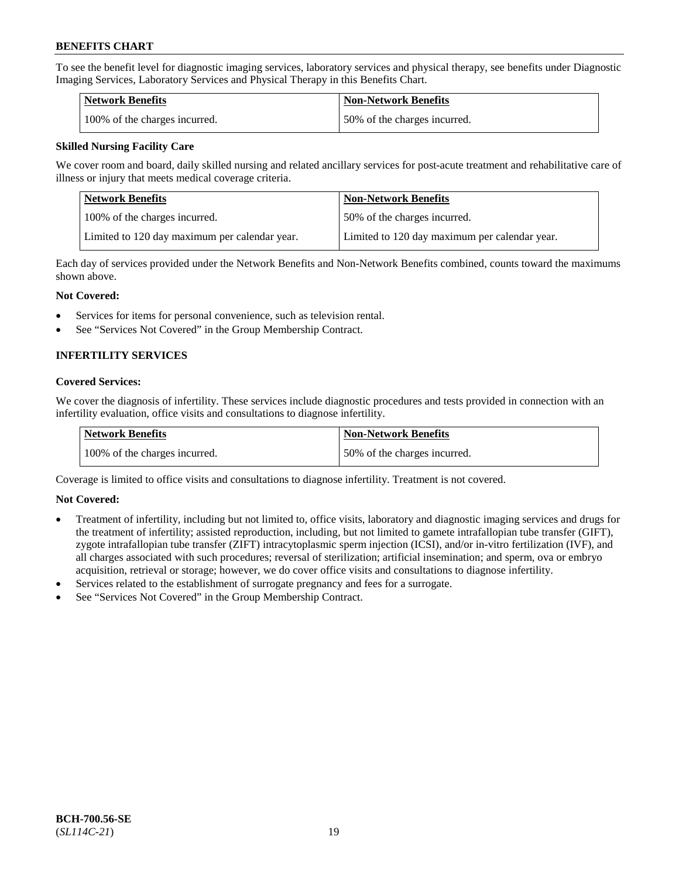To see the benefit level for diagnostic imaging services, laboratory services and physical therapy, see benefits under Diagnostic Imaging Services, Laboratory Services and Physical Therapy in this Benefits Chart.

| Network Benefits | Non-Network Benefits |
|---|---|
| 100% of the charges incurred. | 50% of the charges incurred. |

**Skilled Nursing Facility Care**

We cover room and board, daily skilled nursing and related ancillary services for post-acute treatment and rehabilitative care of illness or injury that meets medical coverage criteria.

| Network Benefits | Non-Network Benefits |
|---|---|
| 100% of the charges incurred. | 50% of the charges incurred. |
| Limited to 120 day maximum per calendar year. | Limited to 120 day maximum per calendar year. |

Each day of services provided under the Network Benefits and Non-Network Benefits combined, counts toward the maximums shown above.

**Not Covered:**

- Services for items for personal convenience, such as television rental.
- See "Services Not Covered" in the Group Membership Contract.

## INFERTILITY SERVICES

**Covered Services:**

We cover the diagnosis of infertility. These services include diagnostic procedures and tests provided in connection with an infertility evaluation, office visits and consultations to diagnose infertility.

| Network Benefits | Non-Network Benefits |
|---|---|
| 100% of the charges incurred. | 50% of the charges incurred. |

Coverage is limited to office visits and consultations to diagnose infertility. Treatment is not covered.

**Not Covered:**

- Treatment of infertility, including but not limited to, office visits, laboratory and diagnostic imaging services and drugs for the treatment of infertility; assisted reproduction, including, but not limited to gamete intrafallopian tube transfer (GIFT), zygote intrafallopian tube transfer (ZIFT) intracytoplasmic sperm injection (ICSI), and/or in-vitro fertilization (IVF), and all charges associated with such procedures; reversal of sterilization; artificial insemination; and sperm, ova or embryo acquisition, retrieval or storage; however, we do cover office visits and consultations to diagnose infertility.
- Services related to the establishment of surrogate pregnancy and fees for a surrogate.
- See "Services Not Covered" in the Group Membership Contract.

**BCH-700.56-SE**
(*SL114C-21*)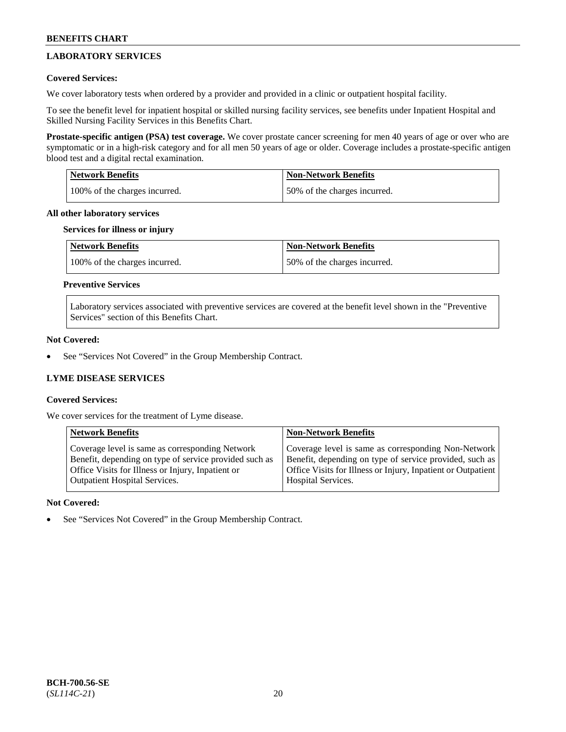## LABORATORY SERVICES

**Covered Services:**

We cover laboratory tests when ordered by a provider and provided in a clinic or outpatient hospital facility.

To see the benefit level for inpatient hospital or skilled nursing facility services, see benefits under Inpatient Hospital and Skilled Nursing Facility Services in this Benefits Chart.

**Prostate-specific antigen (PSA) test coverage.** We cover prostate cancer screening for men 40 years of age or over who are symptomatic or in a high-risk category and for all men 50 years of age or older. Coverage includes a prostate-specific antigen blood test and a digital rectal examination.

| Network Benefits | Non-Network Benefits |
|---|---|
| 100% of the charges incurred. | 50% of the charges incurred. |

**All other laboratory services**

**Services for illness or injury**

| Network Benefits | Non-Network Benefits |
|---|---|
| 100% of the charges incurred. | 50% of the charges incurred. |

**Preventive Services**

Laboratory services associated with preventive services are covered at the benefit level shown in the "Preventive Services" section of this Benefits Chart.

**Not Covered:**

- See "Services Not Covered" in the Group Membership Contract.

## LYME DISEASE SERVICES

**Covered Services:**

We cover services for the treatment of Lyme disease.

| Network Benefits | Non-Network Benefits |
|---|---|
| Coverage level is same as corresponding Network Benefit, depending on type of service provided such as Office Visits for Illness or Injury, Inpatient or Outpatient Hospital Services. | Coverage level is same as corresponding Non-Network Benefit, depending on type of service provided, such as Office Visits for Illness or Injury, Inpatient or Outpatient Hospital Services. |

**Not Covered:**

- See "Services Not Covered" in the Group Membership Contract.

BCH-700.56-SE
(*SL114C-21*)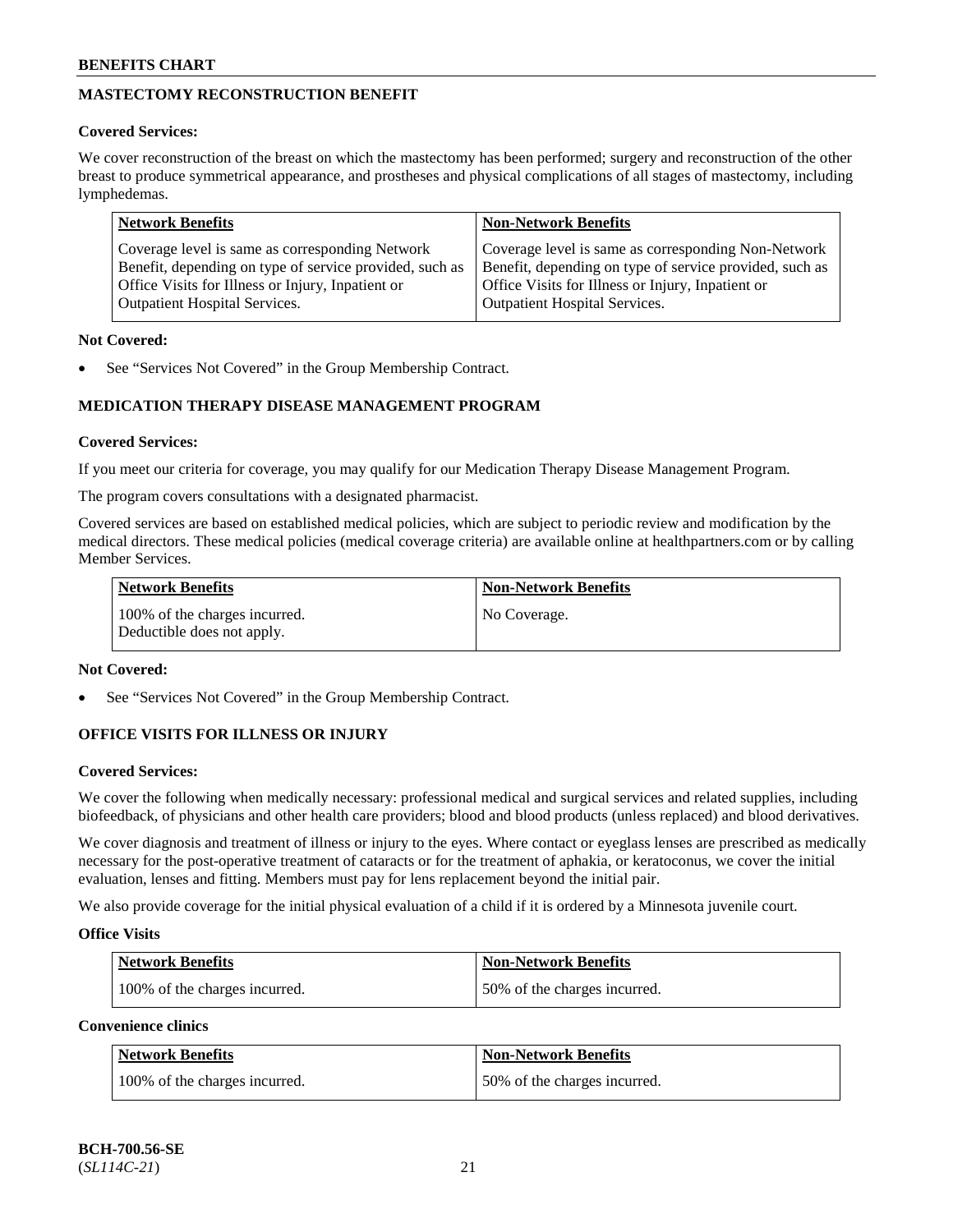## MASTECTOMY RECONSTRUCTION BENEFIT

**Covered Services:**

We cover reconstruction of the breast on which the mastectomy has been performed; surgery and reconstruction of the other breast to produce symmetrical appearance, and prostheses and physical complications of all stages of mastectomy, including lymphedemas.

| Network Benefits | Non-Network Benefits |
| --- | --- |
| Coverage level is same as corresponding Network Benefit, depending on type of service provided, such as Office Visits for Illness or Injury, Inpatient or Outpatient Hospital Services. | Coverage level is same as corresponding Non-Network Benefit, depending on type of service provided, such as Office Visits for Illness or Injury, Inpatient or Outpatient Hospital Services. |

**Not Covered:**

- See "Services Not Covered" in the Group Membership Contract.

## MEDICATION THERAPY DISEASE MANAGEMENT PROGRAM

**Covered Services:**

If you meet our criteria for coverage, you may qualify for our Medication Therapy Disease Management Program.

The program covers consultations with a designated pharmacist.

Covered services are based on established medical policies, which are subject to periodic review and modification by the medical directors. These medical policies (medical coverage criteria) are available online at healthpartners.com or by calling Member Services.

| Network Benefits | Non-Network Benefits |
| --- | --- |
| 100% of the charges incurred. Deductible does not apply. | No Coverage. |

**Not Covered:**

- See "Services Not Covered" in the Group Membership Contract.

## OFFICE VISITS FOR ILLNESS OR INJURY

**Covered Services:**

We cover the following when medically necessary: professional medical and surgical services and related supplies, including biofeedback, of physicians and other health care providers; blood and blood products (unless replaced) and blood derivatives.

We cover diagnosis and treatment of illness or injury to the eyes. Where contact or eyeglass lenses are prescribed as medically necessary for the post-operative treatment of cataracts or for the treatment of aphakia, or keratoconus, we cover the initial evaluation, lenses and fitting. Members must pay for lens replacement beyond the initial pair.

We also provide coverage for the initial physical evaluation of a child if it is ordered by a Minnesota juvenile court.

**Office Visits**

| Network Benefits | Non-Network Benefits |
| --- | --- |
| 100% of the charges incurred. | 50% of the charges incurred. |

**Convenience clinics**

| Network Benefits | Non-Network Benefits |
| --- | --- |
| 100% of the charges incurred. | 50% of the charges incurred. |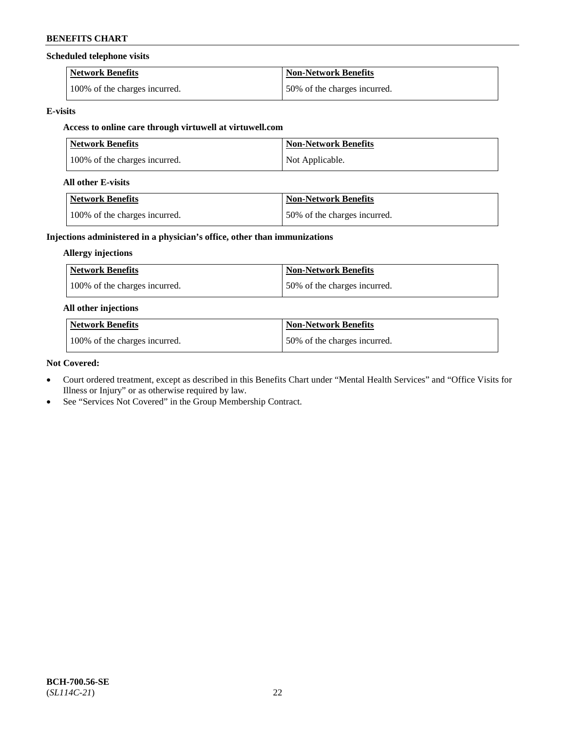**Scheduled telephone visits**

| Network Benefits | Non-Network Benefits |
|---|---|
| 100% of the charges incurred. | 50% of the charges incurred. |

**E-visits**

**Access to online care through virtuwell at virtuwell.com**

| Network Benefits | Non-Network Benefits |
|---|---|
| 100% of the charges incurred. | Not Applicable. |

**All other E-visits**

| Network Benefits | Non-Network Benefits |
|---|---|
| 100% of the charges incurred. | 50% of the charges incurred. |

**Injections administered in a physician's office, other than immunizations**

**Allergy injections**

| Network Benefits | Non-Network Benefits |
|---|---|
| 100% of the charges incurred. | 50% of the charges incurred. |

**All other injections**

| Network Benefits | Non-Network Benefits |
|---|---|
| 100% of the charges incurred. | 50% of the charges incurred. |

**Not Covered:**

- Court ordered treatment, except as described in this Benefits Chart under "Mental Health Services" and "Office Visits for Illness or Injury" or as otherwise required by law.
- See "Services Not Covered" in the Group Membership Contract.

**BCH-700.56-SE**
(*SL114C-21*)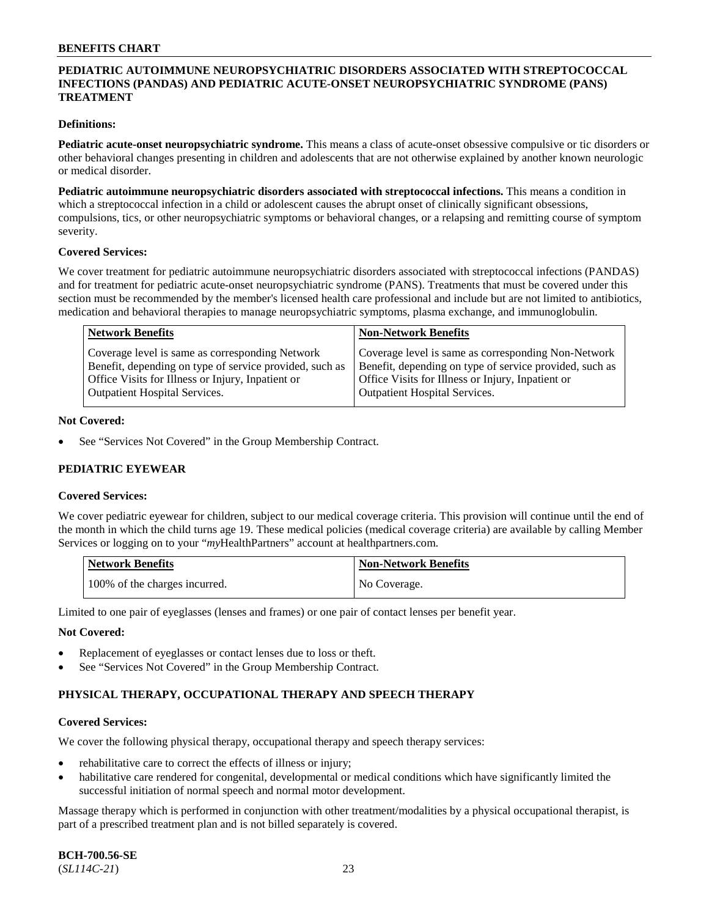## PEDIATRIC AUTOIMMUNE NEUROPSYCHIATRIC DISORDERS ASSOCIATED WITH STREPTOCOCCAL INFECTIONS (PANDAS) AND PEDIATRIC ACUTE-ONSET NEUROPSYCHIATRIC SYNDROME (PANS) TREATMENT

**Definitions:**

**Pediatric acute-onset neuropsychiatric syndrome.** This means a class of acute-onset obsessive compulsive or tic disorders or other behavioral changes presenting in children and adolescents that are not otherwise explained by another known neurologic or medical disorder.

**Pediatric autoimmune neuropsychiatric disorders associated with streptococcal infections.** This means a condition in which a streptococcal infection in a child or adolescent causes the abrupt onset of clinically significant obsessions, compulsions, tics, or other neuropsychiatric symptoms or behavioral changes, or a relapsing and remitting course of symptom severity.

**Covered Services:**

We cover treatment for pediatric autoimmune neuropsychiatric disorders associated with streptococcal infections (PANDAS) and for treatment for pediatric acute-onset neuropsychiatric syndrome (PANS). Treatments that must be covered under this section must be recommended by the member's licensed health care professional and include but are not limited to antibiotics, medication and behavioral therapies to manage neuropsychiatric symptoms, plasma exchange, and immunoglobulin.

| Network Benefits | Non-Network Benefits |
|---|---|
| Coverage level is same as corresponding Network Benefit, depending on type of service provided, such as Office Visits for Illness or Injury, Inpatient or Outpatient Hospital Services. | Coverage level is same as corresponding Non-Network Benefit, depending on type of service provided, such as Office Visits for Illness or Injury, Inpatient or Outpatient Hospital Services. |

**Not Covered:**

- See "Services Not Covered" in the Group Membership Contract.

## PEDIATRIC EYEWEAR

**Covered Services:**

We cover pediatric eyewear for children, subject to our medical coverage criteria. This provision will continue until the end of the month in which the child turns age 19. These medical policies (medical coverage criteria) are available by calling Member Services or logging on to your "*my*HealthPartners" account at healthpartners.com.

| Network Benefits | Non-Network Benefits |
|---|---|
| 100% of the charges incurred. | No Coverage. |

Limited to one pair of eyeglasses (lenses and frames) or one pair of contact lenses per benefit year.

**Not Covered:**

- Replacement of eyeglasses or contact lenses due to loss or theft.
- See "Services Not Covered" in the Group Membership Contract.

## PHYSICAL THERAPY, OCCUPATIONAL THERAPY AND SPEECH THERAPY

**Covered Services:**

We cover the following physical therapy, occupational therapy and speech therapy services:

- rehabilitative care to correct the effects of illness or injury;
- habilitative care rendered for congenital, developmental or medical conditions which have significantly limited the successful initiation of normal speech and normal motor development.

Massage therapy which is performed in conjunction with other treatment/modalities by a physical occupational therapist, is part of a prescribed treatment plan and is not billed separately is covered.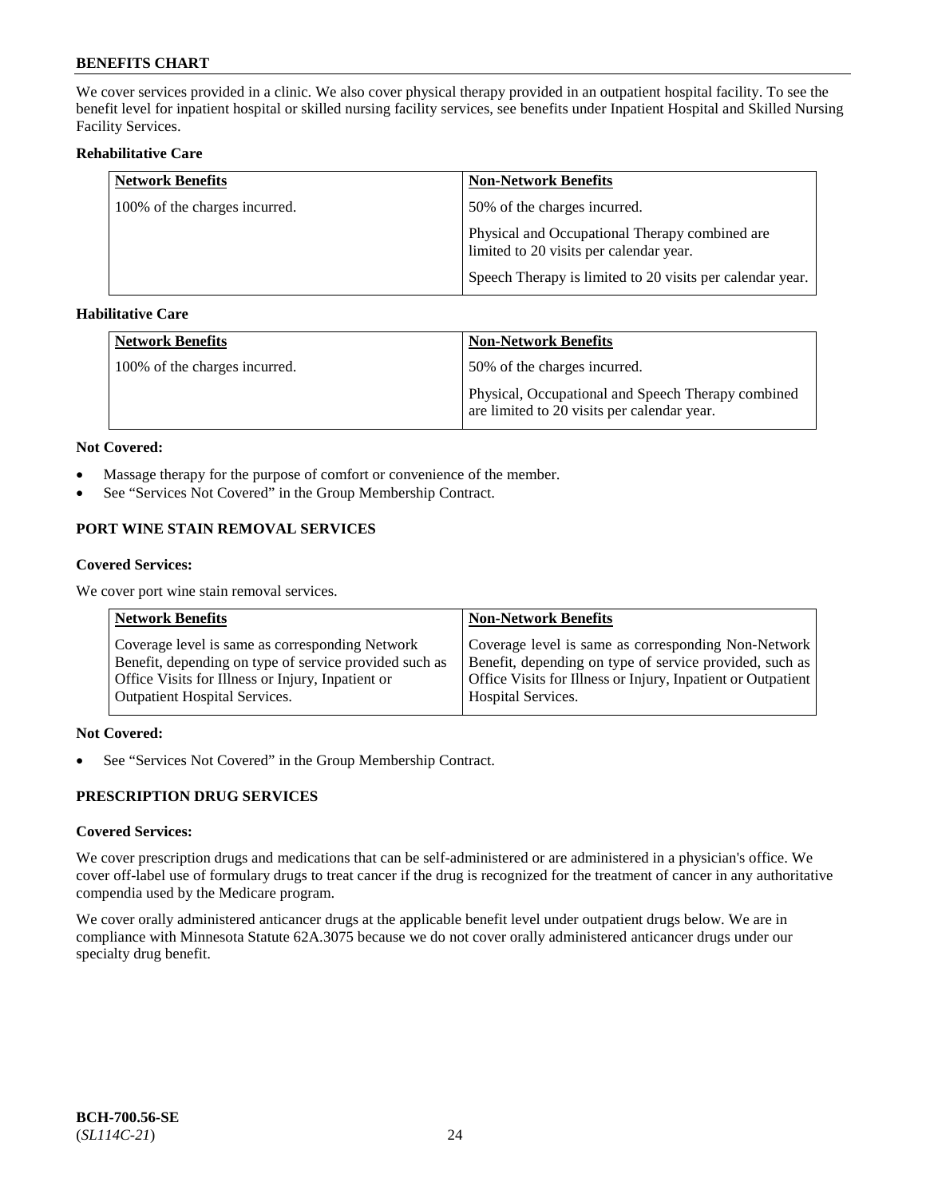We cover services provided in a clinic. We also cover physical therapy provided in an outpatient hospital facility. To see the benefit level for inpatient hospital or skilled nursing facility services, see benefits under Inpatient Hospital and Skilled Nursing Facility Services.

**Rehabilitative Care**

| Network Benefits | Non-Network Benefits |
|---|---|
| 100% of the charges incurred. | 50% of the charges incurred.<br><br>Physical and Occupational Therapy combined are limited to 20 visits per calendar year.<br><br>Speech Therapy is limited to 20 visits per calendar year. |

**Habilitative Care**

| Network Benefits | Non-Network Benefits |
|---|---|
| 100% of the charges incurred. | 50% of the charges incurred.<br><br>Physical, Occupational and Speech Therapy combined are limited to 20 visits per calendar year. |

**Not Covered:**

- Massage therapy for the purpose of comfort or convenience of the member.
- See "Services Not Covered" in the Group Membership Contract.

## PORT WINE STAIN REMOVAL SERVICES

**Covered Services:**

We cover port wine stain removal services.

| Network Benefits | Non-Network Benefits |
|---|---|
| Coverage level is same as corresponding Network Benefit, depending on type of service provided such as Office Visits for Illness or Injury, Inpatient or Outpatient Hospital Services. | Coverage level is same as corresponding Non-Network Benefit, depending on type of service provided, such as Office Visits for Illness or Injury, Inpatient or Outpatient Hospital Services. |

**Not Covered:**

- See "Services Not Covered" in the Group Membership Contract.

## PRESCRIPTION DRUG SERVICES

**Covered Services:**

We cover prescription drugs and medications that can be self-administered or are administered in a physician's office. We cover off-label use of formulary drugs to treat cancer if the drug is recognized for the treatment of cancer in any authoritative compendia used by the Medicare program.

We cover orally administered anticancer drugs at the applicable benefit level under outpatient drugs below. We are in compliance with Minnesota Statute 62A.3075 because we do not cover orally administered anticancer drugs under our specialty drug benefit.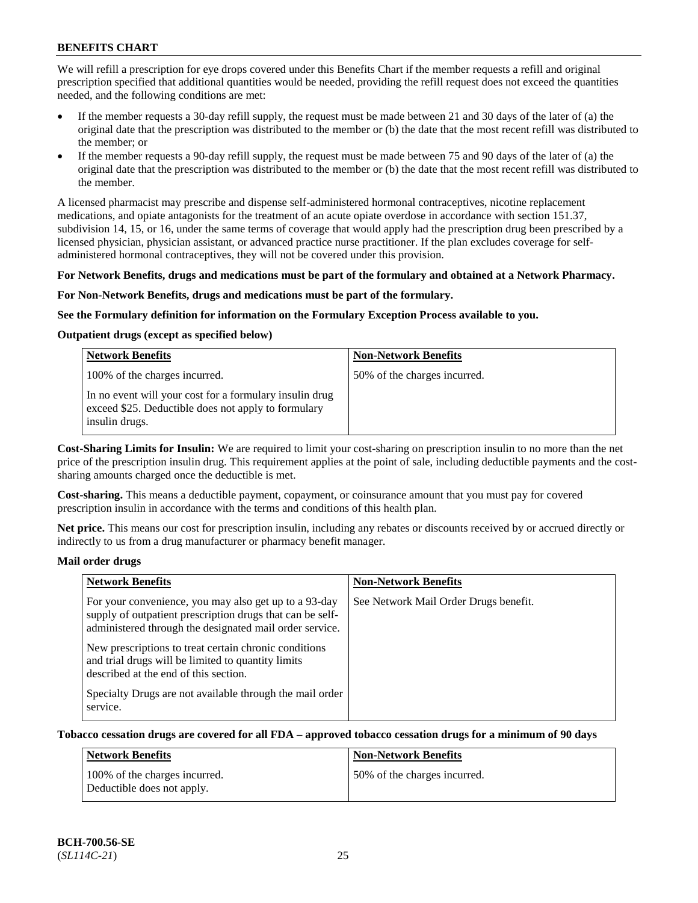We will refill a prescription for eye drops covered under this Benefits Chart if the member requests a refill and original prescription specified that additional quantities would be needed, providing the refill request does not exceed the quantities needed, and the following conditions are met:

- If the member requests a 30-day refill supply, the request must be made between 21 and 30 days of the later of (a) the original date that the prescription was distributed to the member or (b) the date that the most recent refill was distributed to the member; or
- If the member requests a 90-day refill supply, the request must be made between 75 and 90 days of the later of (a) the original date that the prescription was distributed to the member or (b) the date that the most recent refill was distributed to the member.

A licensed pharmacist may prescribe and dispense self-administered hormonal contraceptives, nicotine replacement medications, and opiate antagonists for the treatment of an acute opiate overdose in accordance with section 151.37, subdivision 14, 15, or 16, under the same terms of coverage that would apply had the prescription drug been prescribed by a licensed physician, physician assistant, or advanced practice nurse practitioner. If the plan excludes coverage for self-administered hormonal contraceptives, they will not be covered under this provision.

**For Network Benefits, drugs and medications must be part of the formulary and obtained at a Network Pharmacy.**

**For Non-Network Benefits, drugs and medications must be part of the formulary.**

**See the Formulary definition for information on the Formulary Exception Process available to you.**

**Outpatient drugs (except as specified below)**

| Network Benefits | Non-Network Benefits |
|---|---|
| 100% of the charges incurred.<br><br>In no event will your cost for a formulary insulin drug exceed $25. Deductible does not apply to formulary insulin drugs. | 50% of the charges incurred. |

**Cost-Sharing Limits for Insulin:** We are required to limit your cost-sharing on prescription insulin to no more than the net price of the prescription insulin drug. This requirement applies at the point of sale, including deductible payments and the cost-sharing amounts charged once the deductible is met.

**Cost-sharing.** This means a deductible payment, copayment, or coinsurance amount that you must pay for covered prescription insulin in accordance with the terms and conditions of this health plan.

**Net price.** This means our cost for prescription insulin, including any rebates or discounts received by or accrued directly or indirectly to us from a drug manufacturer or pharmacy benefit manager.

**Mail order drugs**

| Network Benefits | Non-Network Benefits |
|---|---|
| For your convenience, you may also get up to a 93-day supply of outpatient prescription drugs that can be self-administered through the designated mail order service.<br><br>New prescriptions to treat certain chronic conditions and trial drugs will be limited to quantity limits described at the end of this section.<br><br>Specialty Drugs are not available through the mail order service. | See Network Mail Order Drugs benefit. |

**Tobacco cessation drugs are covered for all FDA – approved tobacco cessation drugs for a minimum of 90 days**

| Network Benefits | Non-Network Benefits |
|---|---|
| 100% of the charges incurred.<br>Deductible does not apply. | 50% of the charges incurred. |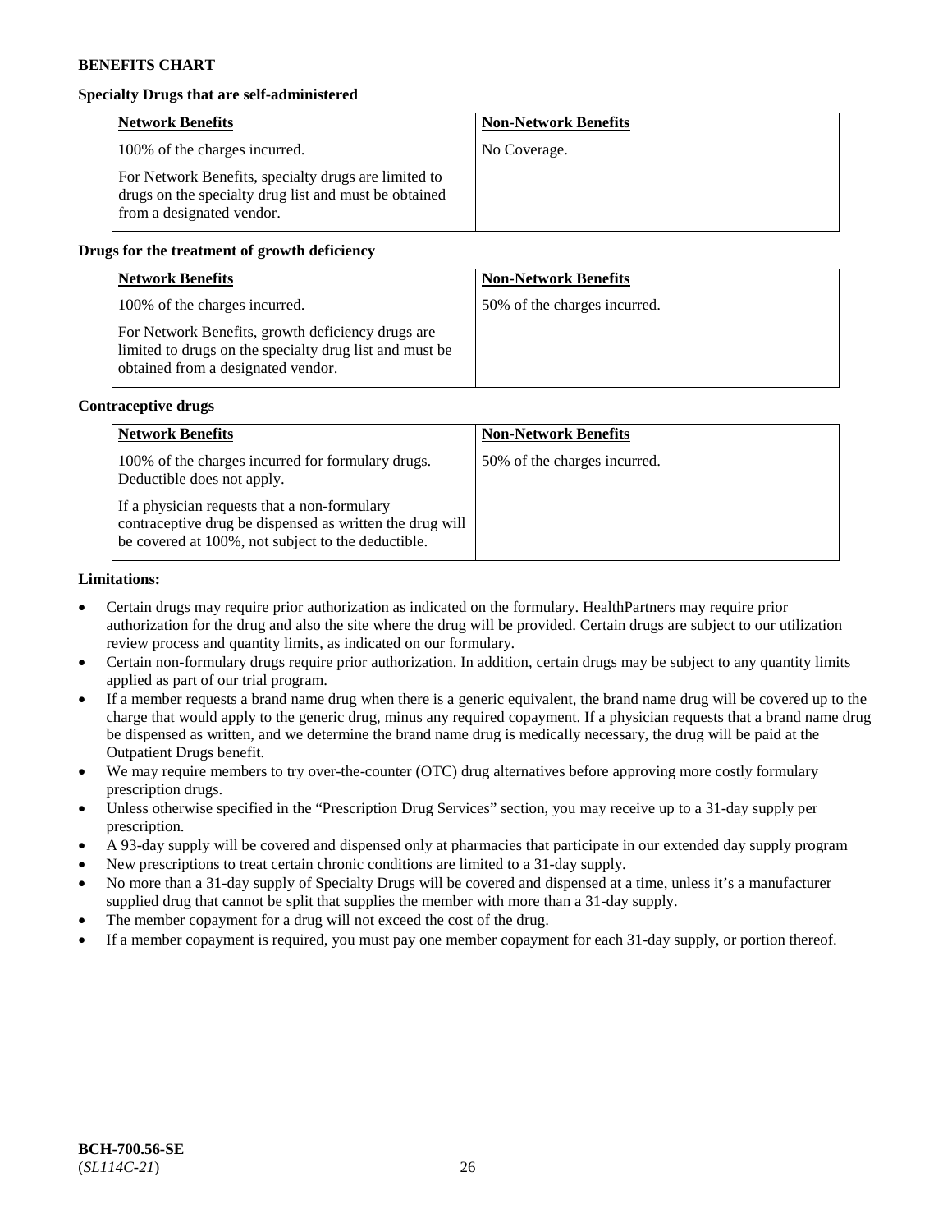### Specialty Drugs that are self-administered

| Network Benefits | Non-Network Benefits |
|---|---|
| 100% of the charges incurred.<br><br>For Network Benefits, specialty drugs are limited to drugs on the specialty drug list and must be obtained from a designated vendor. | No Coverage. |

### Drugs for the treatment of growth deficiency

| Network Benefits | Non-Network Benefits |
|---|---|
| 100% of the charges incurred.<br><br>For Network Benefits, growth deficiency drugs are limited to drugs on the specialty drug list and must be obtained from a designated vendor. | 50% of the charges incurred. |

### Contraceptive drugs

| Network Benefits | Non-Network Benefits |
|---|---|
| 100% of the charges incurred for formulary drugs. Deductible does not apply.<br><br>If a physician requests that a non-formulary contraceptive drug be dispensed as written the drug will be covered at 100%, not subject to the deductible. | 50% of the charges incurred. |

### Limitations:

- Certain drugs may require prior authorization as indicated on the formulary. HealthPartners may require prior authorization for the drug and also the site where the drug will be provided. Certain drugs are subject to our utilization review process and quantity limits, as indicated on our formulary.
- Certain non-formulary drugs require prior authorization. In addition, certain drugs may be subject to any quantity limits applied as part of our trial program.
- If a member requests a brand name drug when there is a generic equivalent, the brand name drug will be covered up to the charge that would apply to the generic drug, minus any required copayment. If a physician requests that a brand name drug be dispensed as written, and we determine the brand name drug is medically necessary, the drug will be paid at the Outpatient Drugs benefit.
- We may require members to try over-the-counter (OTC) drug alternatives before approving more costly formulary prescription drugs.
- Unless otherwise specified in the "Prescription Drug Services" section, you may receive up to a 31-day supply per prescription.
- A 93-day supply will be covered and dispensed only at pharmacies that participate in our extended day supply program
- New prescriptions to treat certain chronic conditions are limited to a 31-day supply.
- No more than a 31-day supply of Specialty Drugs will be covered and dispensed at a time, unless it's a manufacturer supplied drug that cannot be split that supplies the member with more than a 31-day supply.
- The member copayment for a drug will not exceed the cost of the drug.
- If a member copayment is required, you must pay one member copayment for each 31-day supply, or portion thereof.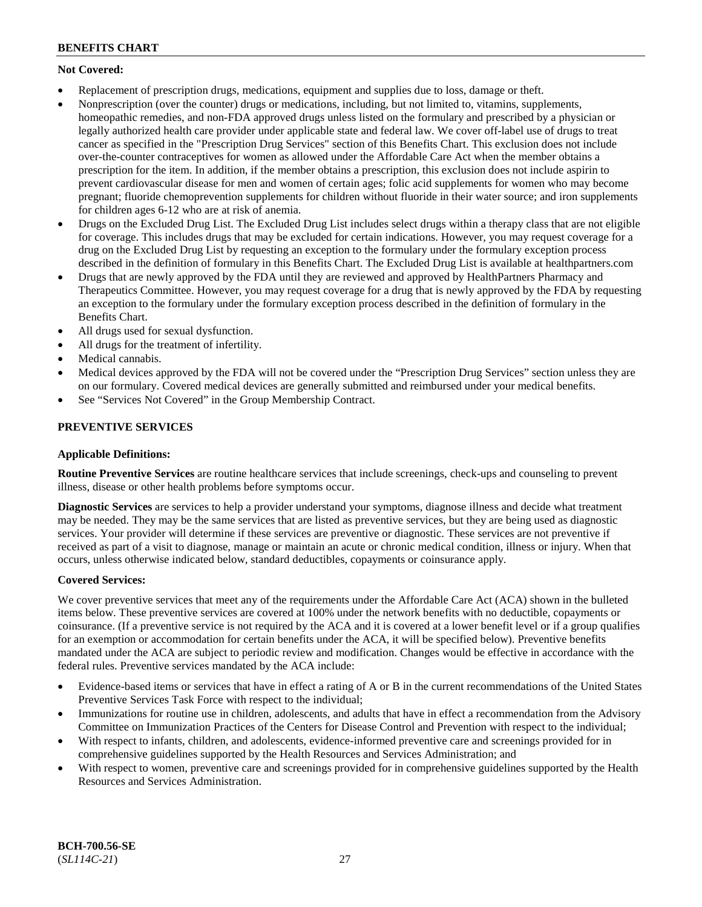**Not Covered:**

- Replacement of prescription drugs, medications, equipment and supplies due to loss, damage or theft.
- Nonprescription (over the counter) drugs or medications, including, but not limited to, vitamins, supplements, homeopathic remedies, and non-FDA approved drugs unless listed on the formulary and prescribed by a physician or legally authorized health care provider under applicable state and federal law. We cover off-label use of drugs to treat cancer as specified in the "Prescription Drug Services" section of this Benefits Chart. This exclusion does not include over-the-counter contraceptives for women as allowed under the Affordable Care Act when the member obtains a prescription for the item. In addition, if the member obtains a prescription, this exclusion does not include aspirin to prevent cardiovascular disease for men and women of certain ages; folic acid supplements for women who may become pregnant; fluoride chemoprevention supplements for children without fluoride in their water source; and iron supplements for children ages 6-12 who are at risk of anemia.
- Drugs on the Excluded Drug List. The Excluded Drug List includes select drugs within a therapy class that are not eligible for coverage. This includes drugs that may be excluded for certain indications. However, you may request coverage for a drug on the Excluded Drug List by requesting an exception to the formulary under the formulary exception process described in the definition of formulary in this Benefits Chart. The Excluded Drug List is available at healthpartners.com
- Drugs that are newly approved by the FDA until they are reviewed and approved by HealthPartners Pharmacy and Therapeutics Committee. However, you may request coverage for a drug that is newly approved by the FDA by requesting an exception to the formulary under the formulary exception process described in the definition of formulary in the Benefits Chart.
- All drugs used for sexual dysfunction.
- All drugs for the treatment of infertility.
- Medical cannabis.
- Medical devices approved by the FDA will not be covered under the "Prescription Drug Services" section unless they are on our formulary. Covered medical devices are generally submitted and reimbursed under your medical benefits.
- See "Services Not Covered" in the Group Membership Contract.

## PREVENTIVE SERVICES

**Applicable Definitions:**

**Routine Preventive Services** are routine healthcare services that include screenings, check-ups and counseling to prevent illness, disease or other health problems before symptoms occur.

**Diagnostic Services** are services to help a provider understand your symptoms, diagnose illness and decide what treatment may be needed. They may be the same services that are listed as preventive services, but they are being used as diagnostic services. Your provider will determine if these services are preventive or diagnostic. These services are not preventive if received as part of a visit to diagnose, manage or maintain an acute or chronic medical condition, illness or injury. When that occurs, unless otherwise indicated below, standard deductibles, copayments or coinsurance apply.

**Covered Services:**

We cover preventive services that meet any of the requirements under the Affordable Care Act (ACA) shown in the bulleted items below. These preventive services are covered at 100% under the network benefits with no deductible, copayments or coinsurance. (If a preventive service is not required by the ACA and it is covered at a lower benefit level or if a group qualifies for an exemption or accommodation for certain benefits under the ACA, it will be specified below). Preventive benefits mandated under the ACA are subject to periodic review and modification. Changes would be effective in accordance with the federal rules. Preventive services mandated by the ACA include:

- Evidence-based items or services that have in effect a rating of A or B in the current recommendations of the United States Preventive Services Task Force with respect to the individual;
- Immunizations for routine use in children, adolescents, and adults that have in effect a recommendation from the Advisory Committee on Immunization Practices of the Centers for Disease Control and Prevention with respect to the individual;
- With respect to infants, children, and adolescents, evidence-informed preventive care and screenings provided for in comprehensive guidelines supported by the Health Resources and Services Administration; and
- With respect to women, preventive care and screenings provided for in comprehensive guidelines supported by the Health Resources and Services Administration.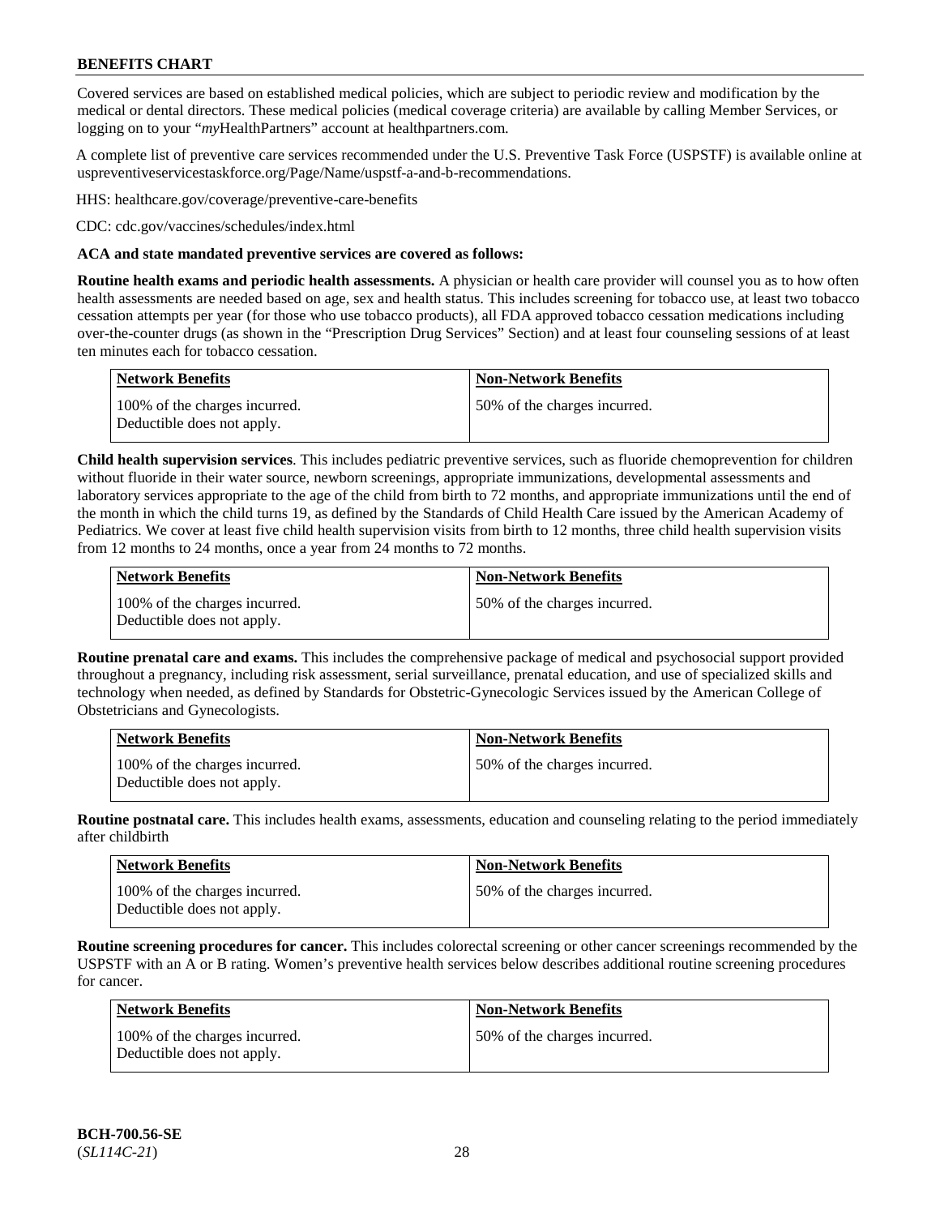Covered services are based on established medical policies, which are subject to periodic review and modification by the medical or dental directors. These medical policies (medical coverage criteria) are available by calling Member Services, or logging on to your "*my*HealthPartners" account at healthpartners.com.

A complete list of preventive care services recommended under the U.S. Preventive Task Force (USPSTF) is available online at uspreventiveservicestaskforce.org/Page/Name/uspstf-a-and-b-recommendations.

HHS: healthcare.gov/coverage/preventive-care-benefits

CDC: cdc.gov/vaccines/schedules/index.html

**ACA and state mandated preventive services are covered as follows:**

**Routine health exams and periodic health assessments.** A physician or health care provider will counsel you as to how often health assessments are needed based on age, sex and health status. This includes screening for tobacco use, at least two tobacco cessation attempts per year (for those who use tobacco products), all FDA approved tobacco cessation medications including over-the-counter drugs (as shown in the "Prescription Drug Services" Section) and at least four counseling sessions of at least ten minutes each for tobacco cessation.

| Network Benefits | Non-Network Benefits |
|---|---|
| 100% of the charges incurred. Deductible does not apply. | 50% of the charges incurred. |

**Child health supervision services**. This includes pediatric preventive services, such as fluoride chemoprevention for children without fluoride in their water source, newborn screenings, appropriate immunizations, developmental assessments and laboratory services appropriate to the age of the child from birth to 72 months, and appropriate immunizations until the end of the month in which the child turns 19, as defined by the Standards of Child Health Care issued by the American Academy of Pediatrics. We cover at least five child health supervision visits from birth to 12 months, three child health supervision visits from 12 months to 24 months, once a year from 24 months to 72 months.

| Network Benefits | Non-Network Benefits |
|---|---|
| 100% of the charges incurred. Deductible does not apply. | 50% of the charges incurred. |

**Routine prenatal care and exams.** This includes the comprehensive package of medical and psychosocial support provided throughout a pregnancy, including risk assessment, serial surveillance, prenatal education, and use of specialized skills and technology when needed, as defined by Standards for Obstetric-Gynecologic Services issued by the American College of Obstetricians and Gynecologists.

| Network Benefits | Non-Network Benefits |
|---|---|
| 100% of the charges incurred. Deductible does not apply. | 50% of the charges incurred. |

**Routine postnatal care.** This includes health exams, assessments, education and counseling relating to the period immediately after childbirth

| Network Benefits | Non-Network Benefits |
|---|---|
| 100% of the charges incurred. Deductible does not apply. | 50% of the charges incurred. |

**Routine screening procedures for cancer.** This includes colorectal screening or other cancer screenings recommended by the USPSTF with an A or B rating. Women's preventive health services below describes additional routine screening procedures for cancer.

| Network Benefits | Non-Network Benefits |
|---|---|
| 100% of the charges incurred. Deductible does not apply. | 50% of the charges incurred. |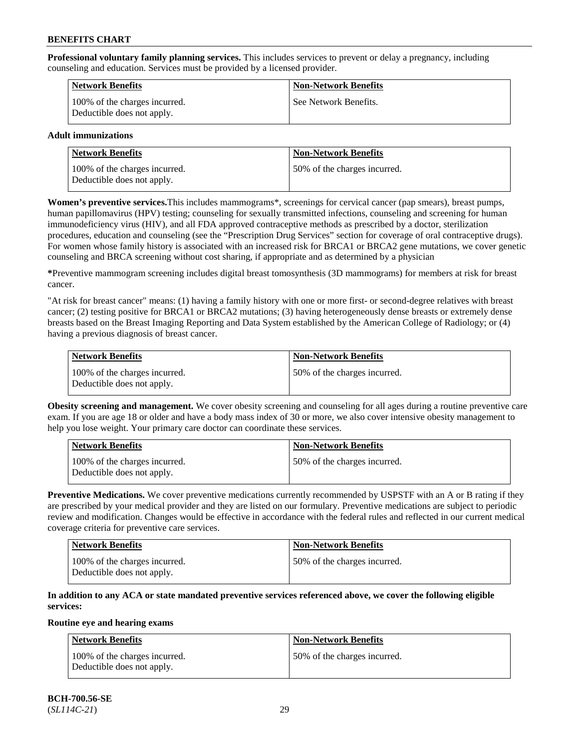**Professional voluntary family planning services.** This includes services to prevent or delay a pregnancy, including counseling and education. Services must be provided by a licensed provider.

| Network Benefits | Non-Network Benefits |
|---|---|
| 100% of the charges incurred. Deductible does not apply. | See Network Benefits. |

**Adult immunizations**

| Network Benefits | Non-Network Benefits |
|---|---|
| 100% of the charges incurred. Deductible does not apply. | 50% of the charges incurred. |

**Women's preventive services.** This includes mammograms*, screenings for cervical cancer (pap smears), breast pumps, human papillomavirus (HPV) testing; counseling for sexually transmitted infections, counseling and screening for human immunodeficiency virus (HIV), and all FDA approved contraceptive methods as prescribed by a doctor, sterilization procedures, education and counseling (see the "Prescription Drug Services" section for coverage of oral contraceptive drugs). For women whose family history is associated with an increased risk for BRCA1 or BRCA2 gene mutations, we cover genetic counseling and BRCA screening without cost sharing, if appropriate and as determined by a physician

**\***Preventive mammogram screening includes digital breast tomosynthesis (3D mammograms) for members at risk for breast cancer.

"At risk for breast cancer" means: (1) having a family history with one or more first- or second-degree relatives with breast cancer; (2) testing positive for BRCA1 or BRCA2 mutations; (3) having heterogeneously dense breasts or extremely dense breasts based on the Breast Imaging Reporting and Data System established by the American College of Radiology; or (4) having a previous diagnosis of breast cancer.

| Network Benefits | Non-Network Benefits |
|---|---|
| 100% of the charges incurred. Deductible does not apply. | 50% of the charges incurred. |

**Obesity screening and management.** We cover obesity screening and counseling for all ages during a routine preventive care exam. If you are age 18 or older and have a body mass index of 30 or more, we also cover intensive obesity management to help you lose weight. Your primary care doctor can coordinate these services.

| Network Benefits | Non-Network Benefits |
|---|---|
| 100% of the charges incurred. Deductible does not apply. | 50% of the charges incurred. |

**Preventive Medications.** We cover preventive medications currently recommended by USPSTF with an A or B rating if they are prescribed by your medical provider and they are listed on our formulary. Preventive medications are subject to periodic review and modification. Changes would be effective in accordance with the federal rules and reflected in our current medical coverage criteria for preventive care services.

| Network Benefits | Non-Network Benefits |
|---|---|
| 100% of the charges incurred. Deductible does not apply. | 50% of the charges incurred. |

**In addition to any ACA or state mandated preventive services referenced above, we cover the following eligible services:**

**Routine eye and hearing exams**

| Network Benefits | Non-Network Benefits |
|---|---|
| 100% of the charges incurred. Deductible does not apply. | 50% of the charges incurred. |

**BCH-700.56-SE**
(*SL114C-21*)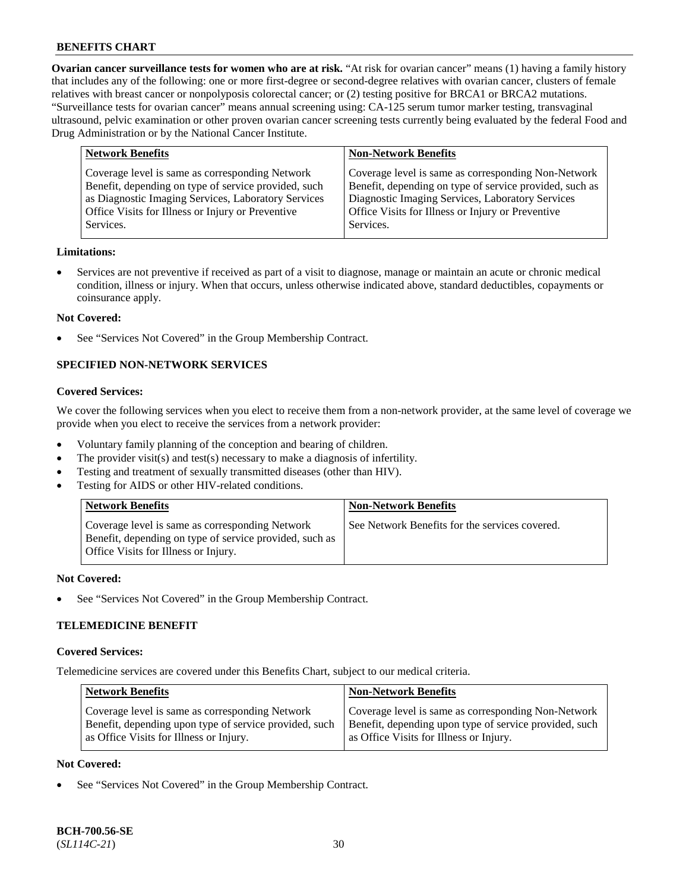**Ovarian cancer surveillance tests for women who are at risk.** "At risk for ovarian cancer" means (1) having a family history that includes any of the following: one or more first-degree or second-degree relatives with ovarian cancer, clusters of female relatives with breast cancer or nonpolyposis colorectal cancer; or (2) testing positive for BRCA1 or BRCA2 mutations. "Surveillance tests for ovarian cancer" means annual screening using: CA-125 serum tumor marker testing, transvaginal ultrasound, pelvic examination or other proven ovarian cancer screening tests currently being evaluated by the federal Food and Drug Administration or by the National Cancer Institute.

| Network Benefits | Non-Network Benefits |
|---|---|
| Coverage level is same as corresponding Network Benefit, depending on type of service provided, such as Diagnostic Imaging Services, Laboratory Services Office Visits for Illness or Injury or Preventive Services. | Coverage level is same as corresponding Non-Network Benefit, depending on type of service provided, such as Diagnostic Imaging Services, Laboratory Services Office Visits for Illness or Injury or Preventive Services. |

**Limitations:**

- Services are not preventive if received as part of a visit to diagnose, manage or maintain an acute or chronic medical condition, illness or injury. When that occurs, unless otherwise indicated above, standard deductibles, copayments or coinsurance apply.

**Not Covered:**

- See "Services Not Covered" in the Group Membership Contract.

## SPECIFIED NON-NETWORK SERVICES

**Covered Services:**

We cover the following services when you elect to receive them from a non-network provider, at the same level of coverage we provide when you elect to receive the services from a network provider:

- Voluntary family planning of the conception and bearing of children.
- The provider visit(s) and test(s) necessary to make a diagnosis of infertility.
- Testing and treatment of sexually transmitted diseases (other than HIV).
- Testing for AIDS or other HIV-related conditions.

| Network Benefits | Non-Network Benefits |
|---|---|
| Coverage level is same as corresponding Network Benefit, depending on type of service provided, such as Office Visits for Illness or Injury. | See Network Benefits for the services covered. |

**Not Covered:**

- See "Services Not Covered" in the Group Membership Contract.

## TELEMEDICINE BENEFIT

**Covered Services:**

Telemedicine services are covered under this Benefits Chart, subject to our medical criteria.

| Network Benefits | Non-Network Benefits |
|---|---|
| Coverage level is same as corresponding Network Benefit, depending upon type of service provided, such as Office Visits for Illness or Injury. | Coverage level is same as corresponding Non-Network Benefit, depending upon type of service provided, such as Office Visits for Illness or Injury. |

**Not Covered:**

- See "Services Not Covered" in the Group Membership Contract.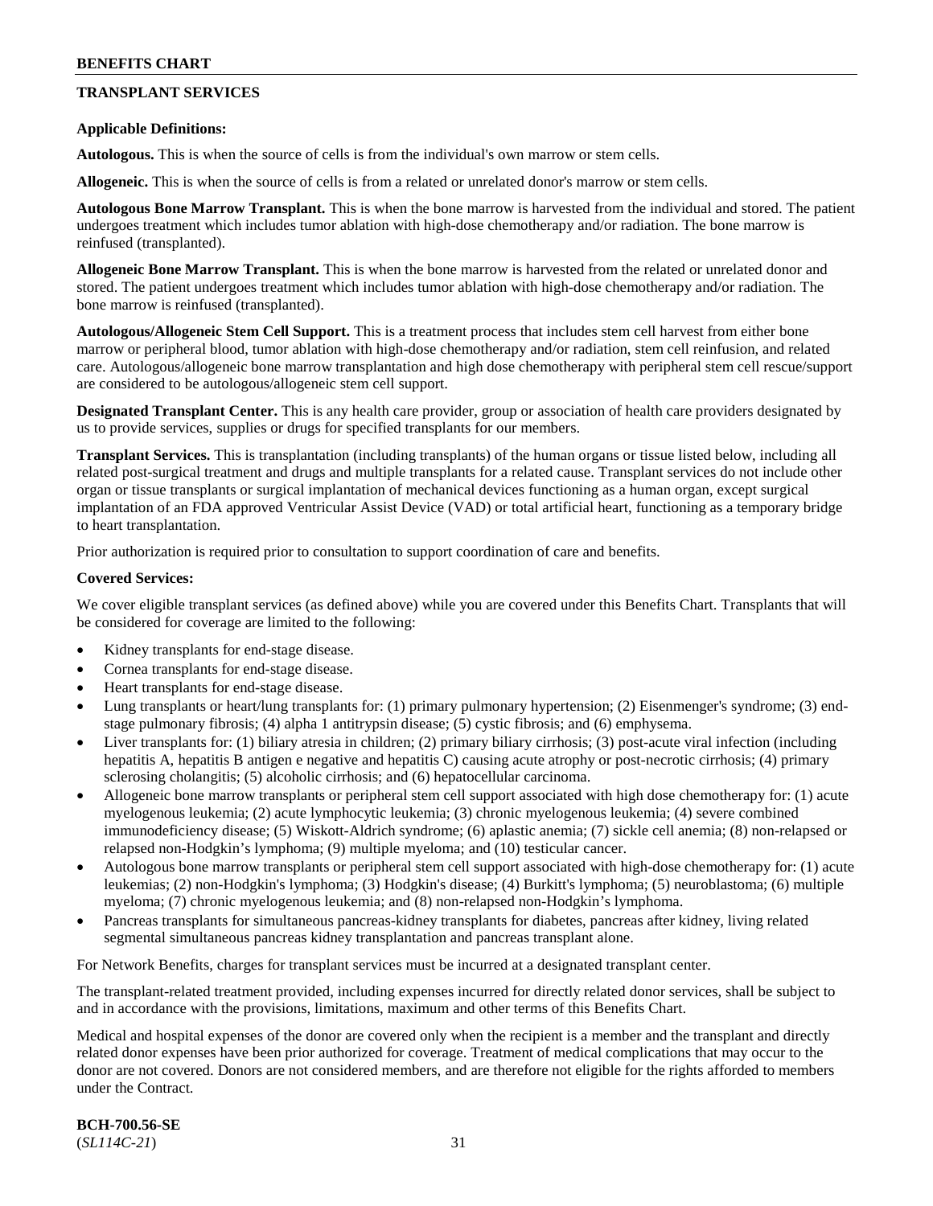## TRANSPLANT SERVICES

**Applicable Definitions:**

**Autologous.** This is when the source of cells is from the individual's own marrow or stem cells.

**Allogeneic.** This is when the source of cells is from a related or unrelated donor's marrow or stem cells.

**Autologous Bone Marrow Transplant.** This is when the bone marrow is harvested from the individual and stored. The patient undergoes treatment which includes tumor ablation with high-dose chemotherapy and/or radiation. The bone marrow is reinfused (transplanted).

**Allogeneic Bone Marrow Transplant.** This is when the bone marrow is harvested from the related or unrelated donor and stored. The patient undergoes treatment which includes tumor ablation with high-dose chemotherapy and/or radiation. The bone marrow is reinfused (transplanted).

**Autologous/Allogeneic Stem Cell Support.** This is a treatment process that includes stem cell harvest from either bone marrow or peripheral blood, tumor ablation with high-dose chemotherapy and/or radiation, stem cell reinfusion, and related care. Autologous/allogeneic bone marrow transplantation and high dose chemotherapy with peripheral stem cell rescue/support are considered to be autologous/allogeneic stem cell support.

**Designated Transplant Center.** This is any health care provider, group or association of health care providers designated by us to provide services, supplies or drugs for specified transplants for our members.

**Transplant Services.** This is transplantation (including transplants) of the human organs or tissue listed below, including all related post-surgical treatment and drugs and multiple transplants for a related cause. Transplant services do not include other organ or tissue transplants or surgical implantation of mechanical devices functioning as a human organ, except surgical implantation of an FDA approved Ventricular Assist Device (VAD) or total artificial heart, functioning as a temporary bridge to heart transplantation.

Prior authorization is required prior to consultation to support coordination of care and benefits.

**Covered Services:**

We cover eligible transplant services (as defined above) while you are covered under this Benefits Chart. Transplants that will be considered for coverage are limited to the following:

- Kidney transplants for end-stage disease.
- Cornea transplants for end-stage disease.
- Heart transplants for end-stage disease.
- Lung transplants or heart/lung transplants for: (1) primary pulmonary hypertension; (2) Eisenmenger's syndrome; (3) end-stage pulmonary fibrosis; (4) alpha 1 antitrypsin disease; (5) cystic fibrosis; and (6) emphysema.
- Liver transplants for: (1) biliary atresia in children; (2) primary biliary cirrhosis; (3) post-acute viral infection (including hepatitis A, hepatitis B antigen e negative and hepatitis C) causing acute atrophy or post-necrotic cirrhosis; (4) primary sclerosing cholangitis; (5) alcoholic cirrhosis; and (6) hepatocellular carcinoma.
- Allogeneic bone marrow transplants or peripheral stem cell support associated with high dose chemotherapy for: (1) acute myelogenous leukemia; (2) acute lymphocytic leukemia; (3) chronic myelogenous leukemia; (4) severe combined immunodeficiency disease; (5) Wiskott-Aldrich syndrome; (6) aplastic anemia; (7) sickle cell anemia; (8) non-relapsed or relapsed non-Hodgkin's lymphoma; (9) multiple myeloma; and (10) testicular cancer.
- Autologous bone marrow transplants or peripheral stem cell support associated with high-dose chemotherapy for: (1) acute leukemias; (2) non-Hodgkin's lymphoma; (3) Hodgkin's disease; (4) Burkitt's lymphoma; (5) neuroblastoma; (6) multiple myeloma; (7) chronic myelogenous leukemia; and (8) non-relapsed non-Hodgkin's lymphoma.
- Pancreas transplants for simultaneous pancreas-kidney transplants for diabetes, pancreas after kidney, living related segmental simultaneous pancreas kidney transplantation and pancreas transplant alone.

For Network Benefits, charges for transplant services must be incurred at a designated transplant center.

The transplant-related treatment provided, including expenses incurred for directly related donor services, shall be subject to and in accordance with the provisions, limitations, maximum and other terms of this Benefits Chart.

Medical and hospital expenses of the donor are covered only when the recipient is a member and the transplant and directly related donor expenses have been prior authorized for coverage. Treatment of medical complications that may occur to the donor are not covered. Donors are not considered members, and are therefore not eligible for the rights afforded to members under the Contract.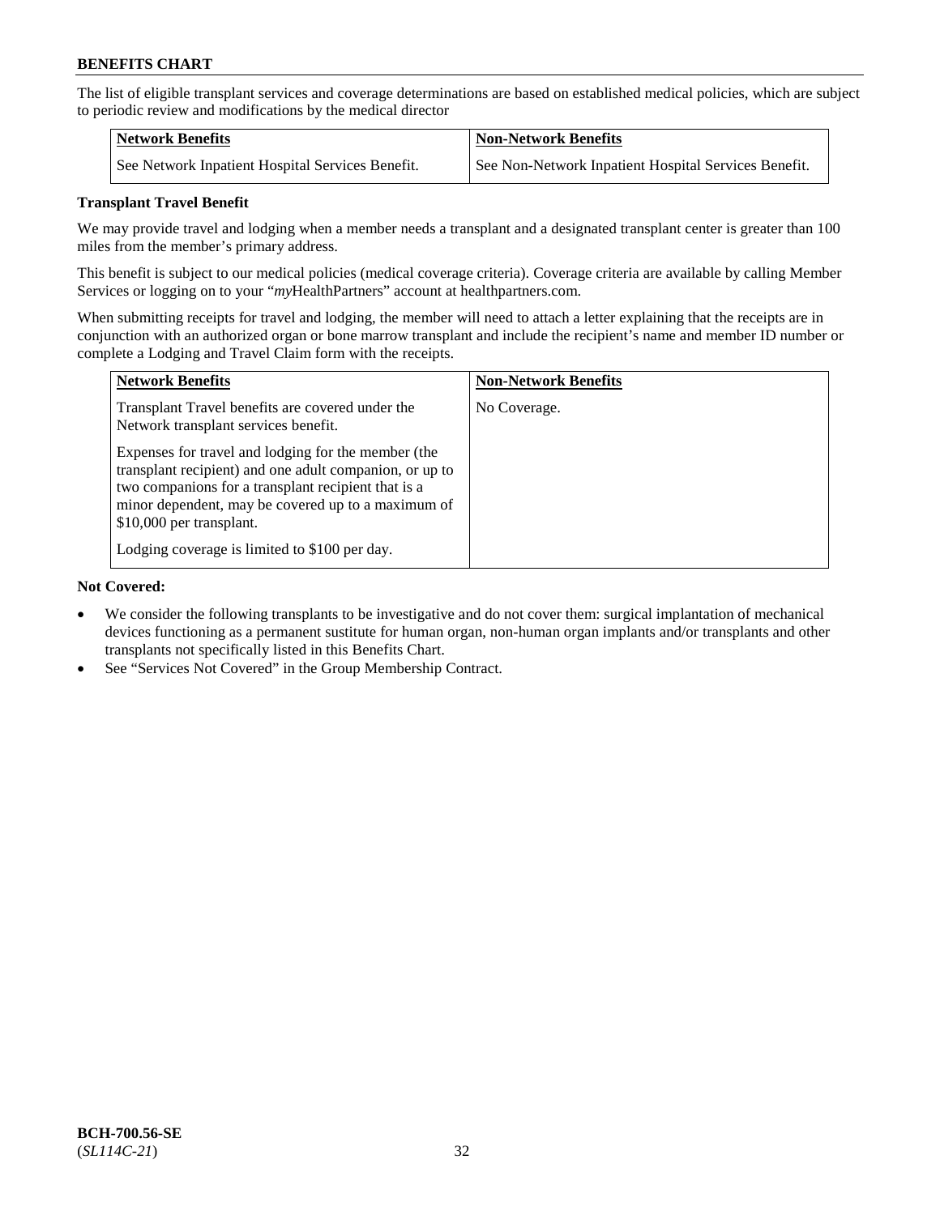The list of eligible transplant services and coverage determinations are based on established medical policies, which are subject to periodic review and modifications by the medical director

| Network Benefits | Non-Network Benefits |
| --- | --- |
| See Network Inpatient Hospital Services Benefit. | See Non-Network Inpatient Hospital Services Benefit. |

**Transplant Travel Benefit**

We may provide travel and lodging when a member needs a transplant and a designated transplant center is greater than 100 miles from the member's primary address.

This benefit is subject to our medical policies (medical coverage criteria). Coverage criteria are available by calling Member Services or logging on to your "*my*HealthPartners" account at healthpartners.com.

When submitting receipts for travel and lodging, the member will need to attach a letter explaining that the receipts are in conjunction with an authorized organ or bone marrow transplant and include the recipient's name and member ID number or complete a Lodging and Travel Claim form with the receipts.

| Network Benefits | Non-Network Benefits |
| --- | --- |
| Transplant Travel benefits are covered under the Network transplant services benefit.<br><br>Expenses for travel and lodging for the member (the transplant recipient) and one adult companion, or up to two companions for a transplant recipient that is a minor dependent, may be covered up to a maximum of $10,000 per transplant.<br><br>Lodging coverage is limited to $100 per day. | No Coverage. |

**Not Covered:**

- We consider the following transplants to be investigative and do not cover them: surgical implantation of mechanical devices functioning as a permanent sustitute for human organ, non-human organ implants and/or transplants and other transplants not specifically listed in this Benefits Chart.
- See "Services Not Covered" in the Group Membership Contract.